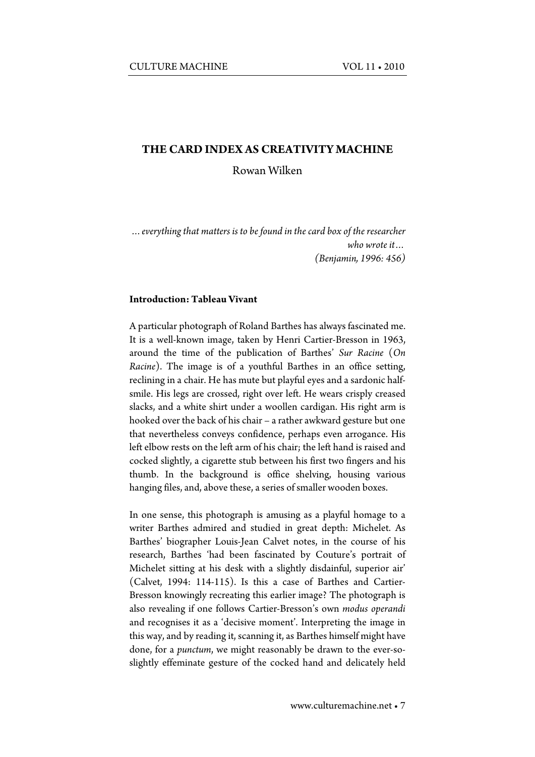# THE CARD INDEX AS CREATIVITY MACHINE

Rowan Wilken

> *… everything that matters is to be found in the card box of the researcher who wrote it…*
> *(Benjamin, 1996: 456)*

## Introduction: Tableau Vivant

A particular photograph of Roland Barthes has always fascinated me. It is a well-known image, taken by Henri Cartier-Bresson in 1963, around the time of the publication of Barthes' *Sur Racine* (*On Racine*). The image is of a youthful Barthes in an office setting, reclining in a chair. He has mute but playful eyes and a sardonic half-smile. His legs are crossed, right over left. He wears crisply creased slacks, and a white shirt under a woollen cardigan. His right arm is hooked over the back of his chair – a rather awkward gesture but one that nevertheless conveys confidence, perhaps even arrogance. His left elbow rests on the left arm of his chair; the left hand is raised and cocked slightly, a cigarette stub between his first two fingers and his thumb. In the background is office shelving, housing various hanging files, and, above these, a series of smaller wooden boxes.

In one sense, this photograph is amusing as a playful homage to a writer Barthes admired and studied in great depth: Michelet. As Barthes' biographer Louis-Jean Calvet notes, in the course of his research, Barthes 'had been fascinated by Couture's portrait of Michelet sitting at his desk with a slightly disdainful, superior air' (Calvet, 1994: 114-115). Is this a case of Barthes and Cartier-Bresson knowingly recreating this earlier image? The photograph is also revealing if one follows Cartier-Bresson's own *modus operandi* and recognises it as a 'decisive moment'. Interpreting the image in this way, and by reading it, scanning it, as Barthes himself might have done, for a *punctum*, we might reasonably be drawn to the ever-so-slightly effeminate gesture of the cocked hand and delicately held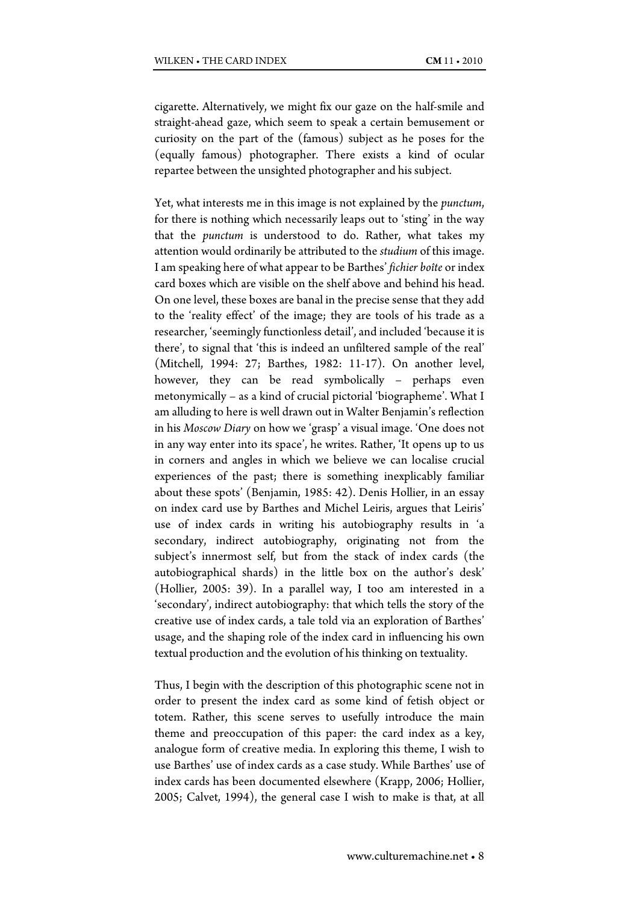cigarette. Alternatively, we might fix our gaze on the half-smile and straight-ahead gaze, which seem to speak a certain bemusement or curiosity on the part of the (famous) subject as he poses for the (equally famous) photographer. There exists a kind of ocular repartee between the unsighted photographer and his subject.

Yet, what interests me in this image is not explained by the *punctum*, for there is nothing which necessarily leaps out to 'sting' in the way that the *punctum* is understood to do. Rather, what takes my attention would ordinarily be attributed to the *studium* of this image. I am speaking here of what appear to be Barthes' *fichier boîte* or index card boxes which are visible on the shelf above and behind his head. On one level, these boxes are banal in the precise sense that they add to the 'reality effect' of the image; they are tools of his trade as a researcher, 'seemingly functionless detail', and included 'because it is there', to signal that 'this is indeed an unfiltered sample of the real' (Mitchell, 1994: 27; Barthes, 1982: 11-17). On another level, however, they can be read symbolically – perhaps even metonymically – as a kind of crucial pictorial 'biographeme'. What I am alluding to here is well drawn out in Walter Benjamin's reflection in his *Moscow Diary* on how we 'grasp' a visual image. 'One does not in any way enter into its space', he writes. Rather, 'It opens up to us in corners and angles in which we believe we can localise crucial experiences of the past; there is something inexplicably familiar about these spots' (Benjamin, 1985: 42). Denis Hollier, in an essay on index card use by Barthes and Michel Leiris, argues that Leiris' use of index cards in writing his autobiography results in 'a secondary, indirect autobiography, originating not from the subject's innermost self, but from the stack of index cards (the autobiographical shards) in the little box on the author's desk' (Hollier, 2005: 39). In a parallel way, I too am interested in a 'secondary', indirect autobiography: that which tells the story of the creative use of index cards, a tale told via an exploration of Barthes' usage, and the shaping role of the index card in influencing his own textual production and the evolution of his thinking on textuality.

Thus, I begin with the description of this photographic scene not in order to present the index card as some kind of fetish object or totem. Rather, this scene serves to usefully introduce the main theme and preoccupation of this paper: the card index as a key, analogue form of creative media. In exploring this theme, I wish to use Barthes' use of index cards as a case study. While Barthes' use of index cards has been documented elsewhere (Krapp, 2006; Hollier, 2005; Calvet, 1994), the general case I wish to make is that, at all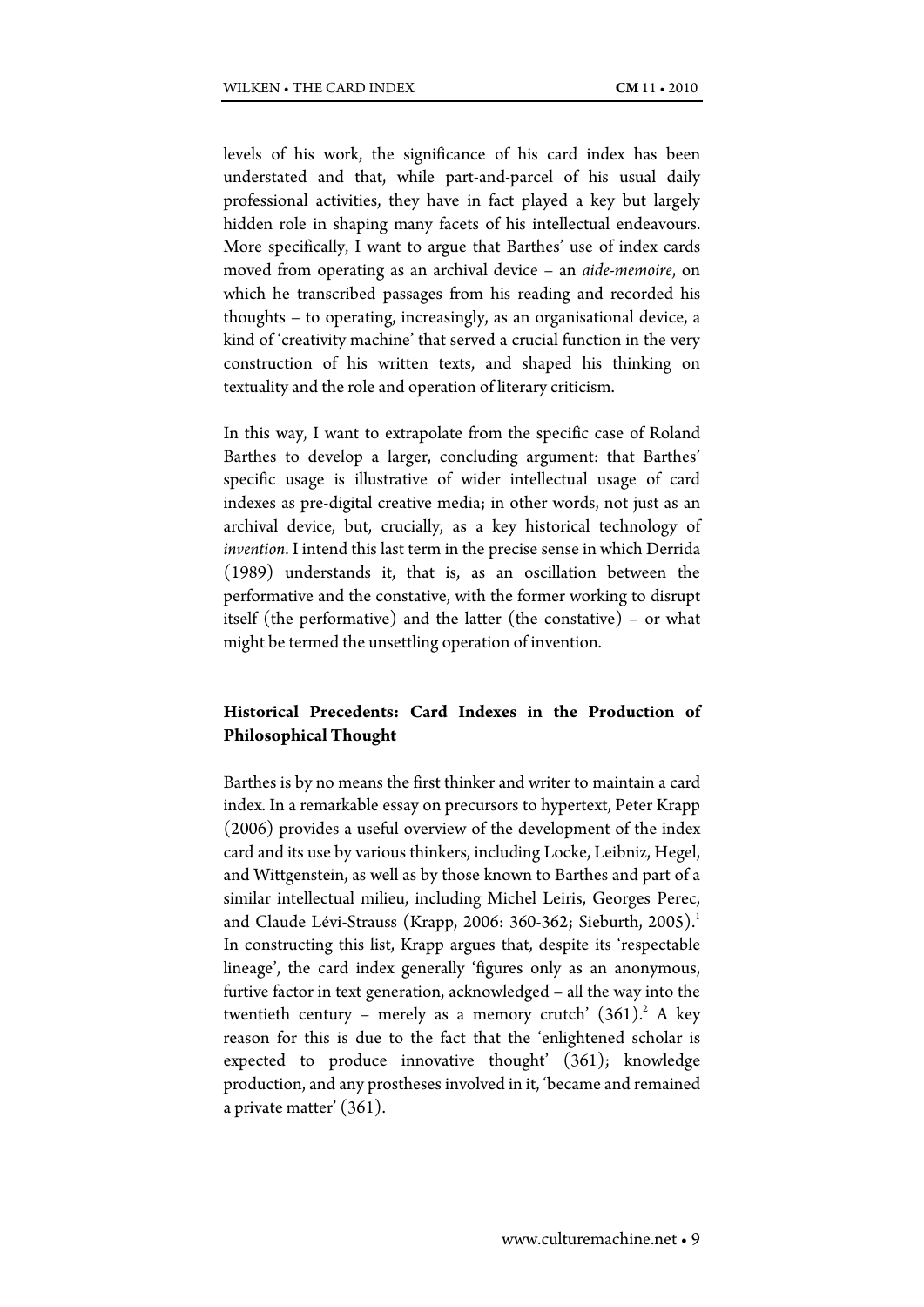levels of his work, the significance of his card index has been understated and that, while part-and-parcel of his usual daily professional activities, they have in fact played a key but largely hidden role in shaping many facets of his intellectual endeavours. More specifically, I want to argue that Barthes' use of index cards moved from operating as an archival device – an *aide-memoire*, on which he transcribed passages from his reading and recorded his thoughts – to operating, increasingly, as an organisational device, a kind of 'creativity machine' that served a crucial function in the very construction of his written texts, and shaped his thinking on textuality and the role and operation of literary criticism.

In this way, I want to extrapolate from the specific case of Roland Barthes to develop a larger, concluding argument: that Barthes' specific usage is illustrative of wider intellectual usage of card indexes as pre-digital creative media; in other words, not just as an archival device, but, crucially, as a key historical technology of *invention*. I intend this last term in the precise sense in which Derrida (1989) understands it, that is, as an oscillation between the performative and the constative, with the former working to disrupt itself (the performative) and the latter (the constative) – or what might be termed the unsettling operation of invention.

## Historical Precedents: Card Indexes in the Production of Philosophical Thought

Barthes is by no means the first thinker and writer to maintain a card index. In a remarkable essay on precursors to hypertext, Peter Krapp (2006) provides a useful overview of the development of the index card and its use by various thinkers, including Locke, Leibniz, Hegel, and Wittgenstein, as well as by those known to Barthes and part of a similar intellectual milieu, including Michel Leiris, Georges Perec, and Claude Lévi-Strauss (Krapp, 2006: 360-362; Sieburth, 2005).[1] In constructing this list, Krapp argues that, despite its 'respectable lineage', the card index generally 'figures only as an anonymous, furtive factor in text generation, acknowledged – all the way into the twentieth century – merely as a memory crutch' (361).[2] A key reason for this is due to the fact that the 'enlightened scholar is expected to produce innovative thought' (361); knowledge production, and any prostheses involved in it, 'became and remained a private matter' (361).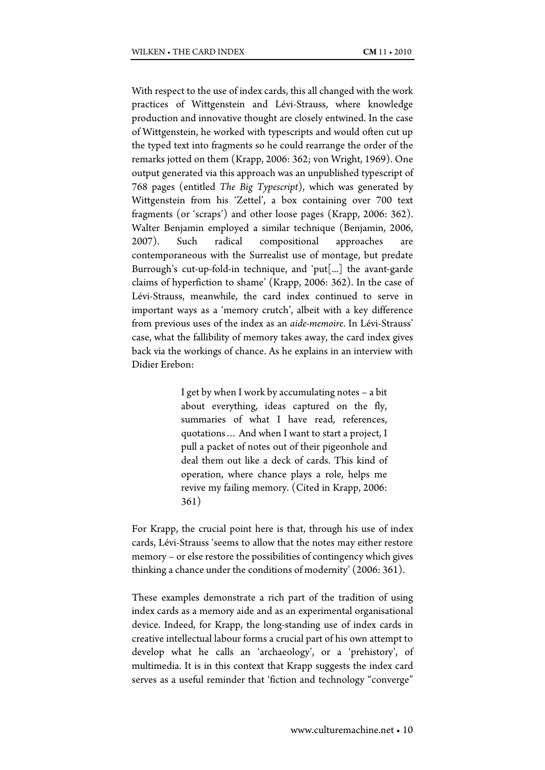With respect to the use of index cards, this all changed with the work practices of Wittgenstein and Lévi-Strauss, where knowledge production and innovative thought are closely entwined. In the case of Wittgenstein, he worked with typescripts and would often cut up the typed text into fragments so he could rearrange the order of the remarks jotted on them (Krapp, 2006: 362; von Wright, 1969). One output generated via this approach was an unpublished typescript of 768 pages (entitled *The Big Typescript*), which was generated by Wittgenstein from his 'Zettel', a box containing over 700 text fragments (or 'scraps') and other loose pages (Krapp, 2006: 362). Walter Benjamin employed a similar technique (Benjamin, 2006, 2007). Such radical compositional approaches are contemporaneous with the Surrealist use of montage, but predate Burrough's cut-up-fold-in technique, and 'put[...] the avant-garde claims of hyperfiction to shame' (Krapp, 2006: 362). In the case of Lévi-Strauss, meanwhile, the card index continued to serve in important ways as a 'memory crutch', albeit with a key difference from previous uses of the index as an *aide-memoire*. In Lévi-Strauss' case, what the fallibility of memory takes away, the card index gives back via the workings of chance. As he explains in an interview with Didier Erebon:

> I get by when I work by accumulating notes – a bit about everything, ideas captured on the fly, summaries of what I have read, references, quotations… And when I want to start a project, I pull a packet of notes out of their pigeonhole and deal them out like a deck of cards. This kind of operation, where chance plays a role, helps me revive my failing memory. (Cited in Krapp, 2006: 361)

For Krapp, the crucial point here is that, through his use of index cards, Lévi-Strauss 'seems to allow that the notes may either restore memory – or else restore the possibilities of contingency which gives thinking a chance under the conditions of modernity' (2006: 361).

These examples demonstrate a rich part of the tradition of using index cards as a memory aide and as an experimental organisational device. Indeed, for Krapp, the long-standing use of index cards in creative intellectual labour forms a crucial part of his own attempt to develop what he calls an 'archaeology', or a 'prehistory', of multimedia. It is in this context that Krapp suggests the index card serves as a useful reminder that 'fiction and technology "converge"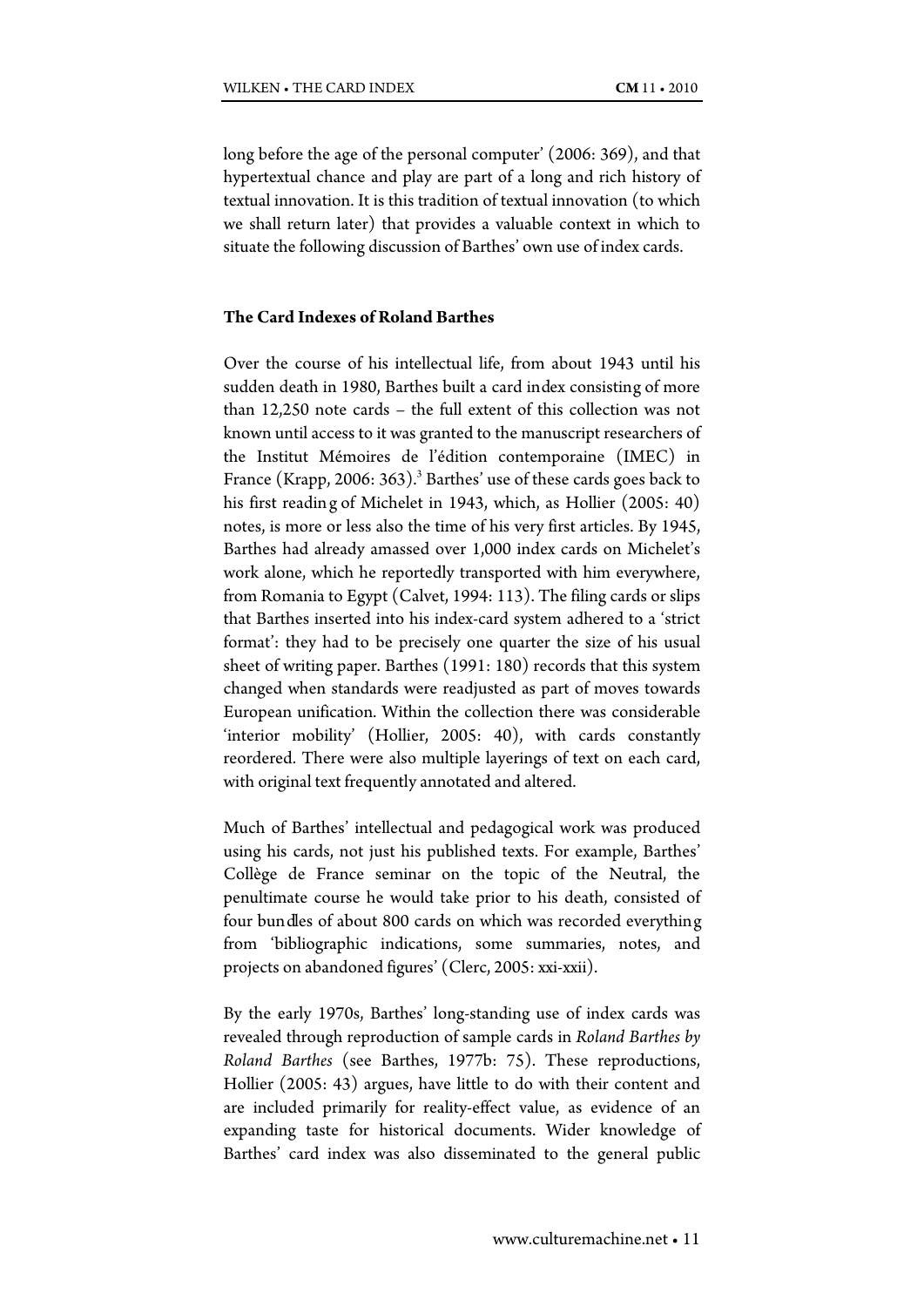long before the age of the personal computer' (2006: 369), and that hypertextual chance and play are part of a long and rich history of textual innovation. It is this tradition of textual innovation (to which we shall return later) that provides a valuable context in which to situate the following discussion of Barthes' own use of index cards.

### The Card Indexes of Roland Barthes

Over the course of his intellectual life, from about 1943 until his sudden death in 1980, Barthes built a card index consisting of more than 12,250 note cards – the full extent of this collection was not known until access to it was granted to the manuscript researchers of the Institut Mémoires de l'édition contemporaine (IMEC) in France (Krapp, 2006: 363).[3] Barthes' use of these cards goes back to his first reading of Michelet in 1943, which, as Hollier (2005: 40) notes, is more or less also the time of his very first articles. By 1945, Barthes had already amassed over 1,000 index cards on Michelet's work alone, which he reportedly transported with him everywhere, from Romania to Egypt (Calvet, 1994: 113). The filing cards or slips that Barthes inserted into his index-card system adhered to a 'strict format': they had to be precisely one quarter the size of his usual sheet of writing paper. Barthes (1991: 180) records that this system changed when standards were readjusted as part of moves towards European unification. Within the collection there was considerable 'interior mobility' (Hollier, 2005: 40), with cards constantly reordered. There were also multiple layerings of text on each card, with original text frequently annotated and altered.

Much of Barthes' intellectual and pedagogical work was produced using his cards, not just his published texts. For example, Barthes' Collège de France seminar on the topic of the Neutral, the penultimate course he would take prior to his death, consisted of four bundles of about 800 cards on which was recorded everything from 'bibliographic indications, some summaries, notes, and projects on abandoned figures' (Clerc, 2005: xxi-xxii).

By the early 1970s, Barthes' long-standing use of index cards was revealed through reproduction of sample cards in *Roland Barthes by Roland Barthes* (see Barthes, 1977b: 75). These reproductions, Hollier (2005: 43) argues, have little to do with their content and are included primarily for reality-effect value, as evidence of an expanding taste for historical documents. Wider knowledge of Barthes' card index was also disseminated to the general public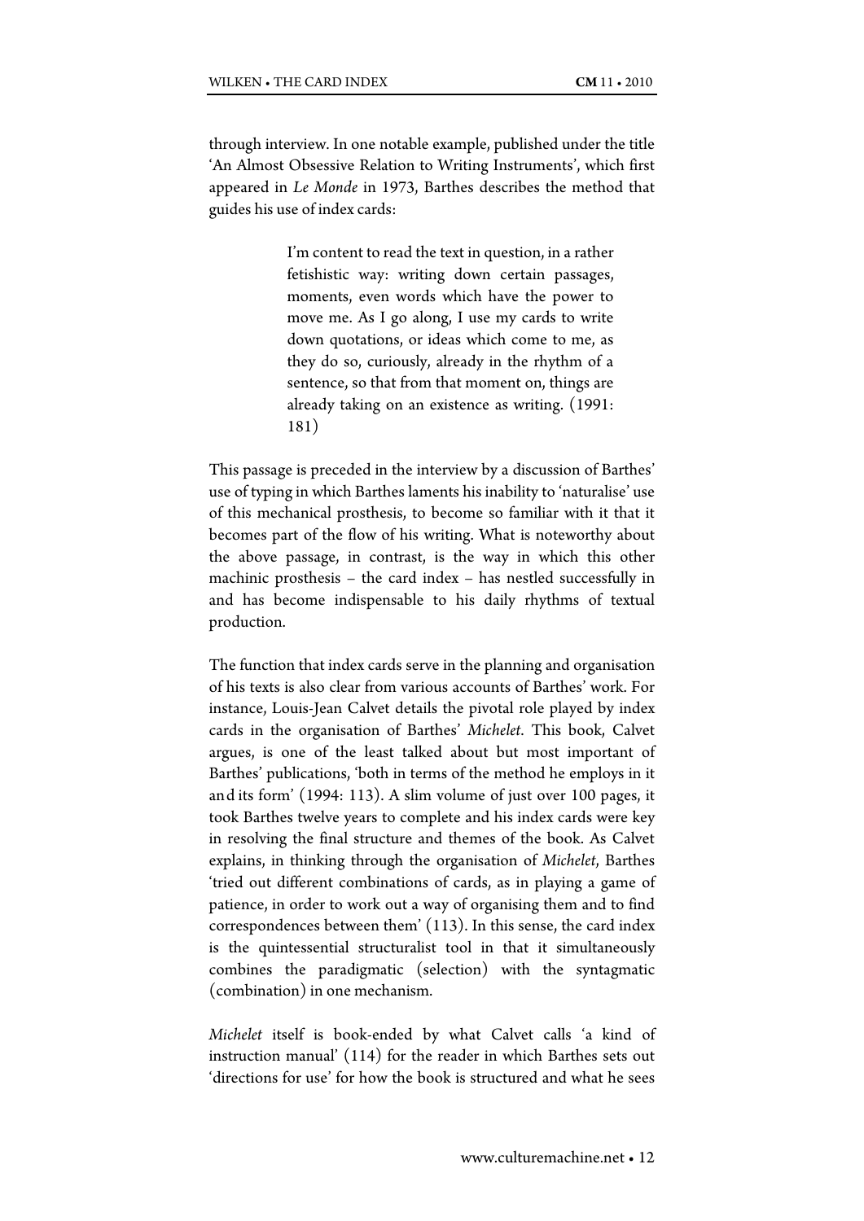through interview. In one notable example, published under the title 'An Almost Obsessive Relation to Writing Instruments', which first appeared in *Le Monde* in 1973, Barthes describes the method that guides his use of index cards:

> I'm content to read the text in question, in a rather fetishistic way: writing down certain passages, moments, even words which have the power to move me. As I go along, I use my cards to write down quotations, or ideas which come to me, as they do so, curiously, already in the rhythm of a sentence, so that from that moment on, things are already taking on an existence as writing. (1991: 181)

This passage is preceded in the interview by a discussion of Barthes' use of typing in which Barthes laments his inability to 'naturalise' use of this mechanical prosthesis, to become so familiar with it that it becomes part of the flow of his writing. What is noteworthy about the above passage, in contrast, is the way in which this other machinic prosthesis – the card index – has nestled successfully in and has become indispensable to his daily rhythms of textual production.

The function that index cards serve in the planning and organisation of his texts is also clear from various accounts of Barthes' work. For instance, Louis-Jean Calvet details the pivotal role played by index cards in the organisation of Barthes' *Michelet*. This book, Calvet argues, is one of the least talked about but most important of Barthes' publications, 'both in terms of the method he employs in it and its form' (1994: 113). A slim volume of just over 100 pages, it took Barthes twelve years to complete and his index cards were key in resolving the final structure and themes of the book. As Calvet explains, in thinking through the organisation of *Michelet*, Barthes 'tried out different combinations of cards, as in playing a game of patience, in order to work out a way of organising them and to find correspondences between them' (113). In this sense, the card index is the quintessential structuralist tool in that it simultaneously combines the paradigmatic (selection) with the syntagmatic (combination) in one mechanism.

*Michelet* itself is book-ended by what Calvet calls 'a kind of instruction manual' (114) for the reader in which Barthes sets out 'directions for use' for how the book is structured and what he sees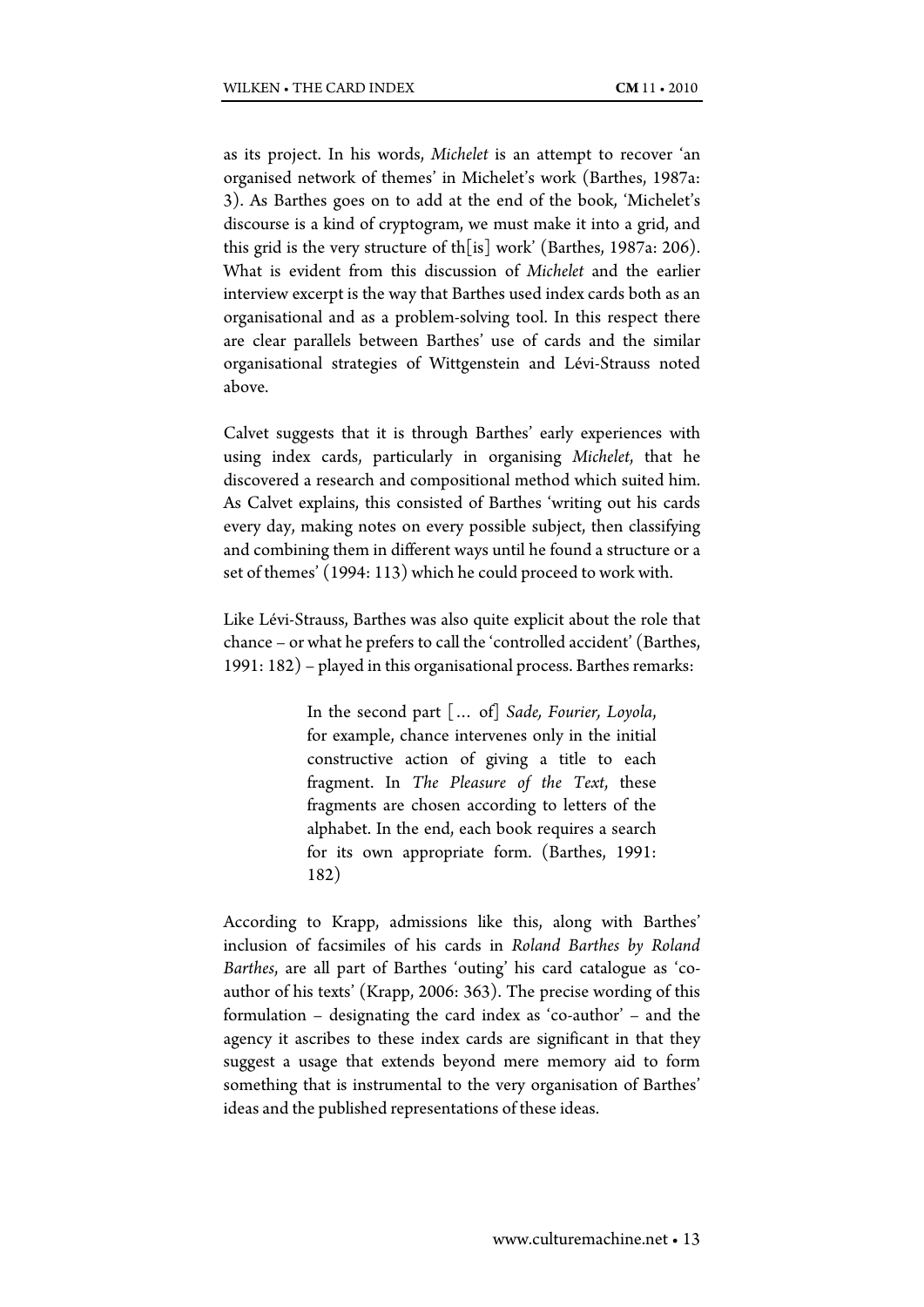as its project. In his words, *Michelet* is an attempt to recover 'an organised network of themes' in Michelet's work (Barthes, 1987a: 3). As Barthes goes on to add at the end of the book, 'Michelet's discourse is a kind of cryptogram, we must make it into a grid, and this grid is the very structure of th[is] work' (Barthes, 1987a: 206). What is evident from this discussion of *Michelet* and the earlier interview excerpt is the way that Barthes used index cards both as an organisational and as a problem-solving tool. In this respect there are clear parallels between Barthes' use of cards and the similar organisational strategies of Wittgenstein and Lévi-Strauss noted above.

Calvet suggests that it is through Barthes' early experiences with using index cards, particularly in organising *Michelet*, that he discovered a research and compositional method which suited him. As Calvet explains, this consisted of Barthes 'writing out his cards every day, making notes on every possible subject, then classifying and combining them in different ways until he found a structure or a set of themes' (1994: 113) which he could proceed to work with.

Like Lévi-Strauss, Barthes was also quite explicit about the role that chance – or what he prefers to call the 'controlled accident' (Barthes, 1991: 182) – played in this organisational process. Barthes remarks:

> In the second part [… of] *Sade, Fourier, Loyola*, for example, chance intervenes only in the initial constructive action of giving a title to each fragment. In *The Pleasure of the Text*, these fragments are chosen according to letters of the alphabet. In the end, each book requires a search for its own appropriate form. (Barthes, 1991: 182)

According to Krapp, admissions like this, along with Barthes' inclusion of facsimiles of his cards in *Roland Barthes by Roland Barthes*, are all part of Barthes 'outing' his card catalogue as 'co-author of his texts' (Krapp, 2006: 363). The precise wording of this formulation – designating the card index as 'co-author' – and the agency it ascribes to these index cards are significant in that they suggest a usage that extends beyond mere memory aid to form something that is instrumental to the very organisation of Barthes' ideas and the published representations of these ideas.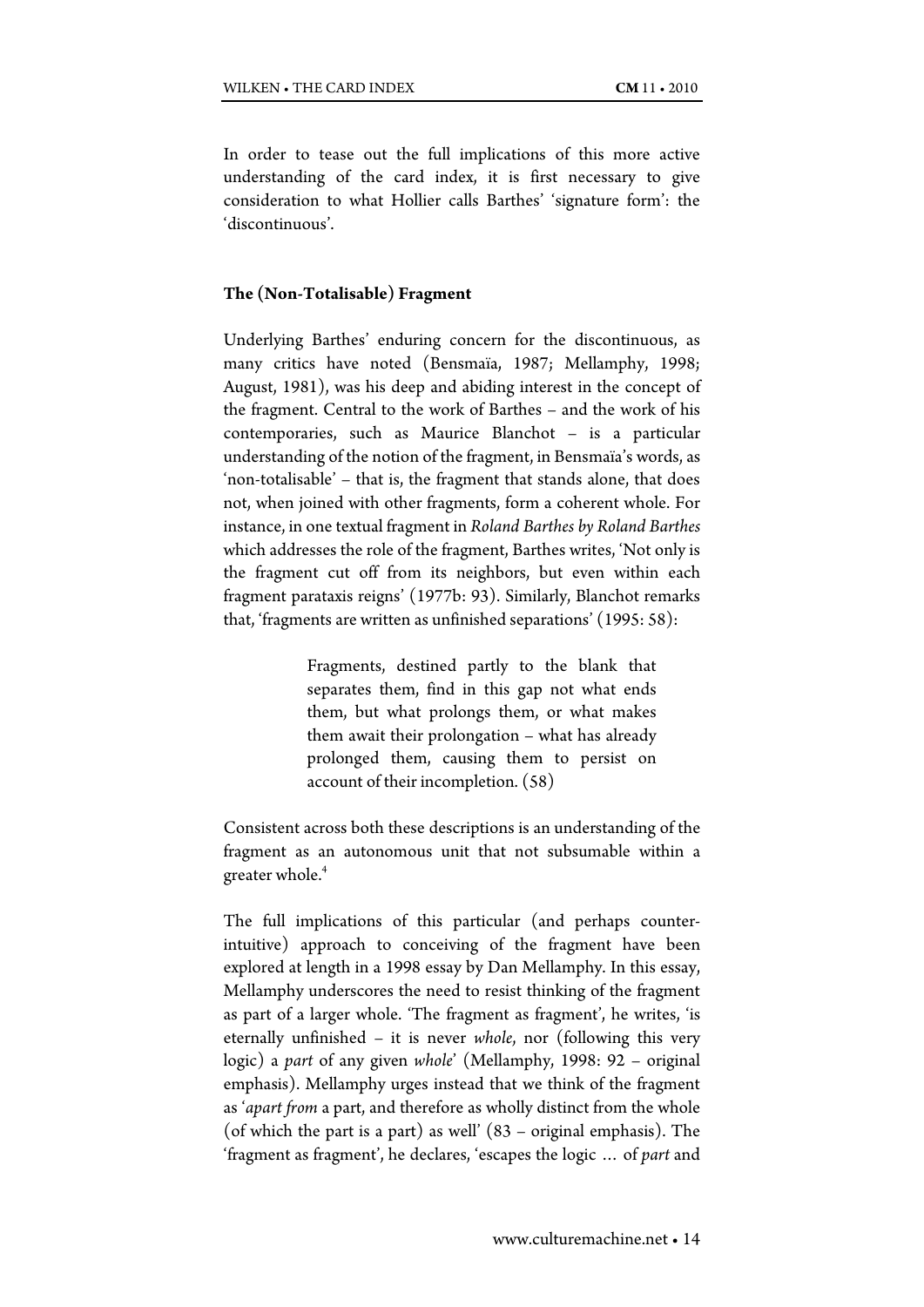In order to tease out the full implications of this more active understanding of the card index, it is first necessary to give consideration to what Hollier calls Barthes' 'signature form': the 'discontinuous'.

### The (Non-Totalisable) Fragment

Underlying Barthes' enduring concern for the discontinuous, as many critics have noted (Bensmaïa, 1987; Mellamphy, 1998; August, 1981), was his deep and abiding interest in the concept of the fragment. Central to the work of Barthes – and the work of his contemporaries, such as Maurice Blanchot – is a particular understanding of the notion of the fragment, in Bensmaïa's words, as 'non-totalisable' – that is, the fragment that stands alone, that does not, when joined with other fragments, form a coherent whole. For instance, in one textual fragment in *Roland Barthes by Roland Barthes* which addresses the role of the fragment, Barthes writes, 'Not only is the fragment cut off from its neighbors, but even within each fragment parataxis reigns' (1977b: 93). Similarly, Blanchot remarks that, 'fragments are written as unfinished separations' (1995: 58):

> Fragments, destined partly to the blank that separates them, find in this gap not what ends them, but what prolongs them, or what makes them await their prolongation – what has already prolonged them, causing them to persist on account of their incompletion. (58)

Consistent across both these descriptions is an understanding of the fragment as an autonomous unit that not subsumable within a greater whole.[4]

The full implications of this particular (and perhaps counter-intuitive) approach to conceiving of the fragment have been explored at length in a 1998 essay by Dan Mellamphy. In this essay, Mellamphy underscores the need to resist thinking of the fragment as part of a larger whole. 'The fragment as fragment', he writes, 'is eternally unfinished – it is never *whole*, nor (following this very logic) a *part* of any given *whole*' (Mellamphy, 1998: 92 – original emphasis). Mellamphy urges instead that we think of the fragment as '*apart from* a part, and therefore as wholly distinct from the whole (of which the part is a part) as well' (83 – original emphasis). The 'fragment as fragment', he declares, 'escapes the logic … of *part* and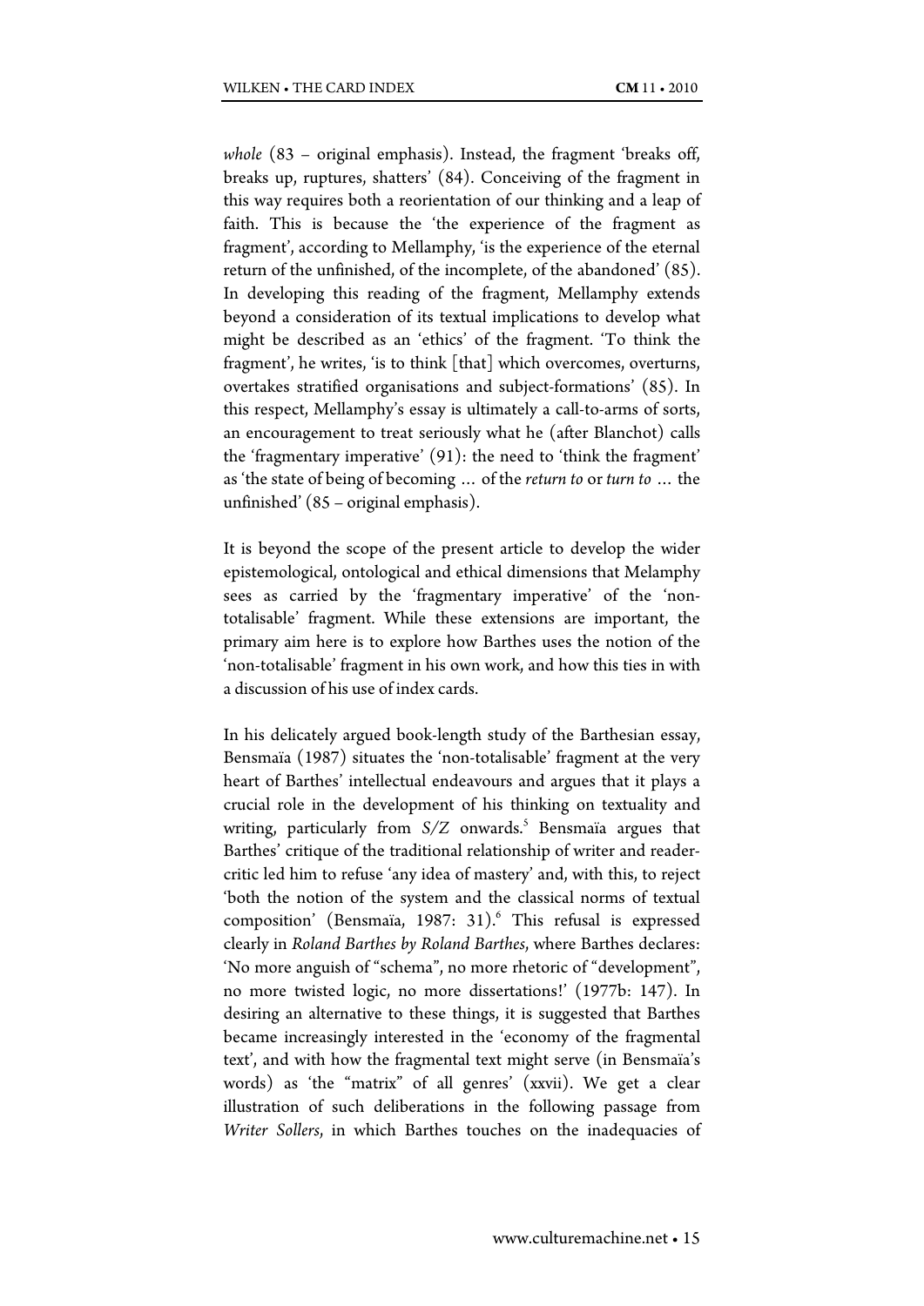*whole* (83 – original emphasis). Instead, the fragment 'breaks off, breaks up, ruptures, shatters' (84). Conceiving of the fragment in this way requires both a reorientation of our thinking and a leap of faith. This is because the 'the experience of the fragment as fragment', according to Mellamphy, 'is the experience of the eternal return of the unfinished, of the incomplete, of the abandoned' (85). In developing this reading of the fragment, Mellamphy extends beyond a consideration of its textual implications to develop what might be described as an 'ethics' of the fragment. 'To think the fragment', he writes, 'is to think [that] which overcomes, overturns, overtakes stratified organisations and subject-formations' (85). In this respect, Mellamphy's essay is ultimately a call-to-arms of sorts, an encouragement to treat seriously what he (after Blanchot) calls the 'fragmentary imperative' (91): the need to 'think the fragment' as 'the state of being of becoming … of the *return to* or *turn to* … the unfinished' (85 – original emphasis).

It is beyond the scope of the present article to develop the wider epistemological, ontological and ethical dimensions that Melamphy sees as carried by the 'fragmentary imperative' of the 'non-totalisable' fragment. While these extensions are important, the primary aim here is to explore how Barthes uses the notion of the 'non-totalisable' fragment in his own work, and how this ties in with a discussion of his use of index cards.

In his delicately argued book-length study of the Barthesian essay, Bensmaïa (1987) situates the 'non-totalisable' fragment at the very heart of Barthes' intellectual endeavours and argues that it plays a crucial role in the development of his thinking on textuality and writing, particularly from *S/Z* onwards.[5] Bensmaïa argues that Barthes' critique of the traditional relationship of writer and reader-critic led him to refuse 'any idea of mastery' and, with this, to reject 'both the notion of the system and the classical norms of textual composition' (Bensmaïa, 1987: 31).[6] This refusal is expressed clearly in *Roland Barthes by Roland Barthes*, where Barthes declares: 'No more anguish of "schema", no more rhetoric of "development", no more twisted logic, no more dissertations!' (1977b: 147). In desiring an alternative to these things, it is suggested that Barthes became increasingly interested in the 'economy of the fragmental text', and with how the fragmental text might serve (in Bensmaïa's words) as 'the "matrix" of all genres' (xxvii). We get a clear illustration of such deliberations in the following passage from *Writer Sollers*, in which Barthes touches on the inadequacies of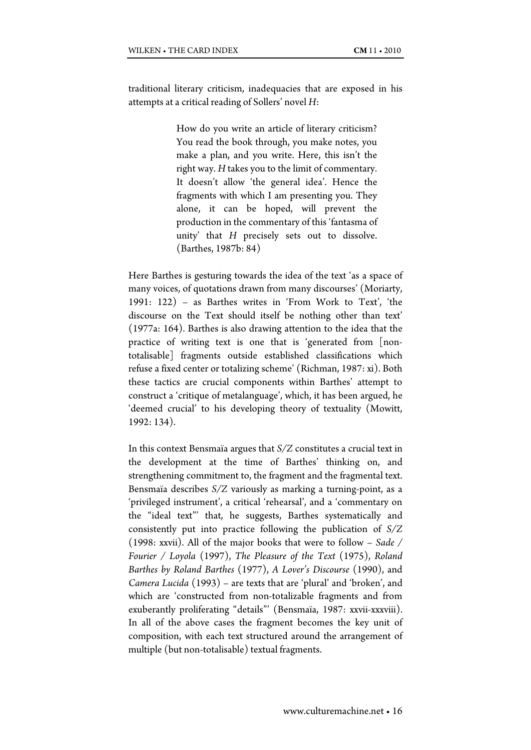traditional literary criticism, inadequacies that are exposed in his attempts at a critical reading of Sollers' novel *H*:

> How do you write an article of literary criticism? You read the book through, you make notes, you make a plan, and you write. Here, this isn't the right way. *H* takes you to the limit of commentary. It doesn't allow 'the general idea'. Hence the fragments with which I am presenting you. They alone, it can be hoped, will prevent the production in the commentary of this 'fantasma of unity' that *H* precisely sets out to dissolve. (Barthes, 1987b: 84)

Here Barthes is gesturing towards the idea of the text 'as a space of many voices, of quotations drawn from many discourses' (Moriarty, 1991: 122) – as Barthes writes in 'From Work to Text', 'the discourse on the Text should itself be nothing other than text' (1977a: 164). Barthes is also drawing attention to the idea that the practice of writing text is one that is 'generated from [non-totalisable] fragments outside established classifications which refuse a fixed center or totalizing scheme' (Richman, 1987: xi). Both these tactics are crucial components within Barthes' attempt to construct a 'critique of metalanguage', which, it has been argued, he 'deemed crucial' to his developing theory of textuality (Mowitt, 1992: 134).

In this context Bensmaïa argues that *S/Z* constitutes a crucial text in the development at the time of Barthes' thinking on, and strengthening commitment to, the fragment and the fragmental text. Bensmaïa describes *S/Z* variously as marking a turning-point, as a 'privileged instrument', a critical 'rehearsal', and a 'commentary on the "ideal text"' that, he suggests, Barthes systematically and consistently put into practice following the publication of *S/Z* (1998: xxvii). All of the major books that were to follow – *Sade / Fourier / Loyola* (1997), *The Pleasure of the Text* (1975), *Roland Barthes by Roland Barthes* (1977), *A Lover's Discourse* (1990), and *Camera Lucida* (1993) – are texts that are 'plural' and 'broken', and which are 'constructed from non-totalizable fragments and from exuberantly proliferating "details"' (Bensmaïa, 1987: xxvii-xxxviii). In all of the above cases the fragment becomes the key unit of composition, with each text structured around the arrangement of multiple (but non-totalisable) textual fragments.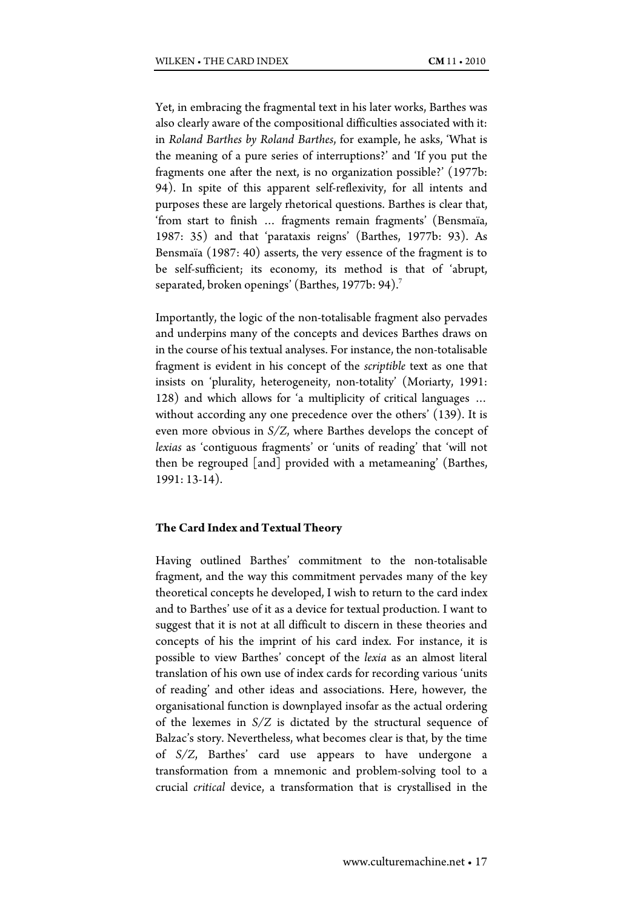Yet, in embracing the fragmental text in his later works, Barthes was also clearly aware of the compositional difficulties associated with it: in *Roland Barthes by Roland Barthes*, for example, he asks, 'What is the meaning of a pure series of interruptions?' and 'If you put the fragments one after the next, is no organization possible?' (1977b: 94). In spite of this apparent self-reflexivity, for all intents and purposes these are largely rhetorical questions. Barthes is clear that, 'from start to finish … fragments remain fragments' (Bensmaïa, 1987: 35) and that 'parataxis reigns' (Barthes, 1977b: 93). As Bensmaïa (1987: 40) asserts, the very essence of the fragment is to be self-sufficient; its economy, its method is that of 'abrupt, separated, broken openings' (Barthes, 1977b: 94).[7]

Importantly, the logic of the non-totalisable fragment also pervades and underpins many of the concepts and devices Barthes draws on in the course of his textual analyses. For instance, the non-totalisable fragment is evident in his concept of the *scriptible* text as one that insists on 'plurality, heterogeneity, non-totality' (Moriarty, 1991: 128) and which allows for 'a multiplicity of critical languages … without according any one precedence over the others' (139). It is even more obvious in *S/Z*, where Barthes develops the concept of *lexias* as 'contiguous fragments' or 'units of reading' that 'will not then be regrouped [and] provided with a metameaning' (Barthes, 1991: 13-14).

### The Card Index and Textual Theory

Having outlined Barthes' commitment to the non-totalisable fragment, and the way this commitment pervades many of the key theoretical concepts he developed, I wish to return to the card index and to Barthes' use of it as a device for textual production. I want to suggest that it is not at all difficult to discern in these theories and concepts of his the imprint of his card index. For instance, it is possible to view Barthes' concept of the *lexia* as an almost literal translation of his own use of index cards for recording various 'units of reading' and other ideas and associations. Here, however, the organisational function is downplayed insofar as the actual ordering of the lexemes in *S/Z* is dictated by the structural sequence of Balzac's story. Nevertheless, what becomes clear is that, by the time of *S/Z*, Barthes' card use appears to have undergone a transformation from a mnemonic and problem-solving tool to a crucial *critical* device, a transformation that is crystallised in the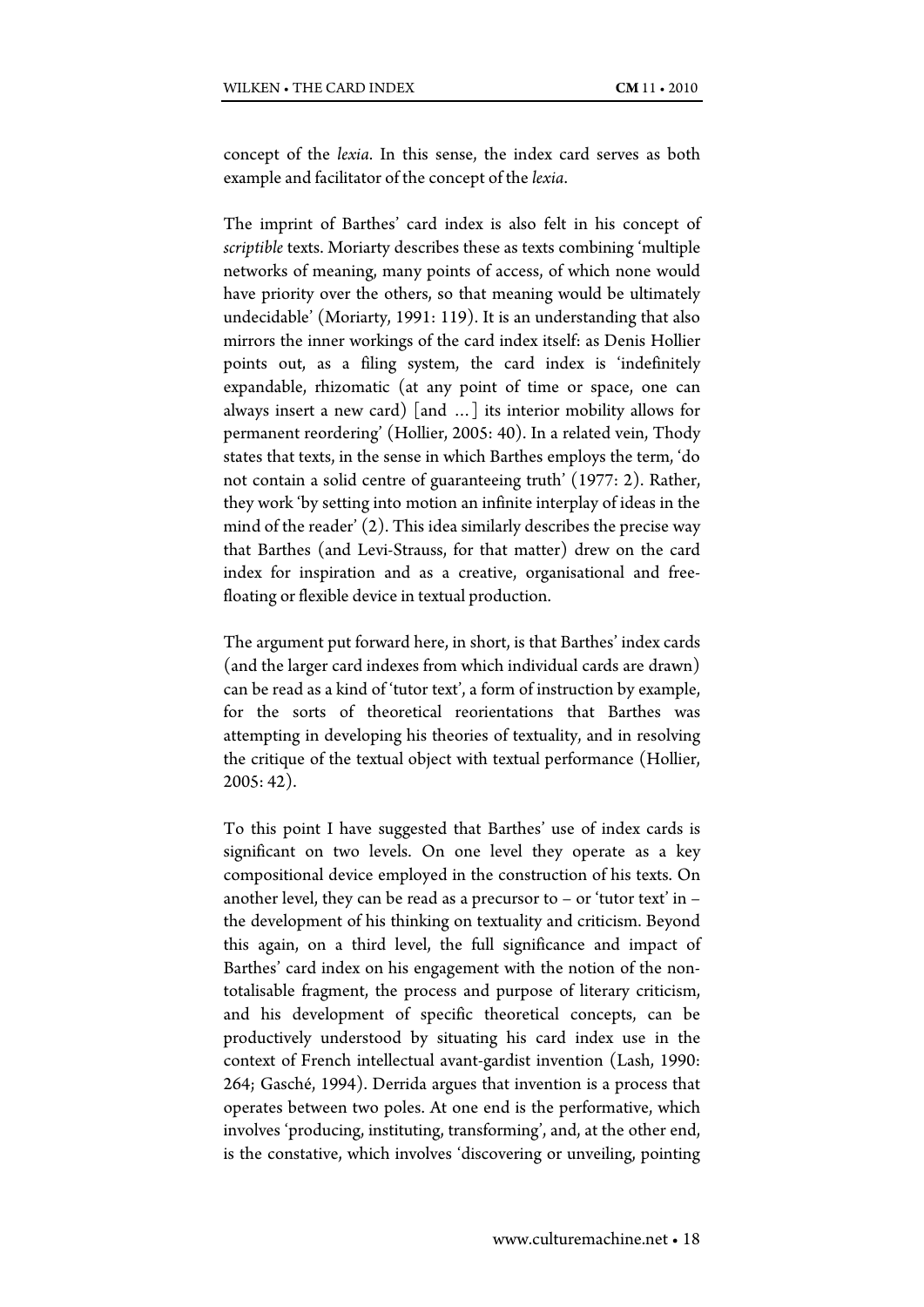concept of the *lexia*. In this sense, the index card serves as both example and facilitator of the concept of the *lexia*.

The imprint of Barthes' card index is also felt in his concept of *scriptible* texts. Moriarty describes these as texts combining 'multiple networks of meaning, many points of access, of which none would have priority over the others, so that meaning would be ultimately undecidable' (Moriarty, 1991: 119). It is an understanding that also mirrors the inner workings of the card index itself: as Denis Hollier points out, as a filing system, the card index is 'indefinitely expandable, rhizomatic (at any point of time or space, one can always insert a new card) [and …] its interior mobility allows for permanent reordering' (Hollier, 2005: 40). In a related vein, Thody states that texts, in the sense in which Barthes employs the term, 'do not contain a solid centre of guaranteeing truth' (1977: 2). Rather, they work 'by setting into motion an infinite interplay of ideas in the mind of the reader' (2). This idea similarly describes the precise way that Barthes (and Levi-Strauss, for that matter) drew on the card index for inspiration and as a creative, organisational and free-floating or flexible device in textual production.

The argument put forward here, in short, is that Barthes' index cards (and the larger card indexes from which individual cards are drawn) can be read as a kind of 'tutor text', a form of instruction by example, for the sorts of theoretical reorientations that Barthes was attempting in developing his theories of textuality, and in resolving the critique of the textual object with textual performance (Hollier, 2005: 42).

To this point I have suggested that Barthes' use of index cards is significant on two levels. On one level they operate as a key compositional device employed in the construction of his texts. On another level, they can be read as a precursor to – or 'tutor text' in – the development of his thinking on textuality and criticism. Beyond this again, on a third level, the full significance and impact of Barthes' card index on his engagement with the notion of the non-totalisable fragment, the process and purpose of literary criticism, and his development of specific theoretical concepts, can be productively understood by situating his card index use in the context of French intellectual avant-gardist invention (Lash, 1990: 264; Gasché, 1994). Derrida argues that invention is a process that operates between two poles. At one end is the performative, which involves 'producing, instituting, transforming', and, at the other end, is the constative, which involves 'discovering or unveiling, pointing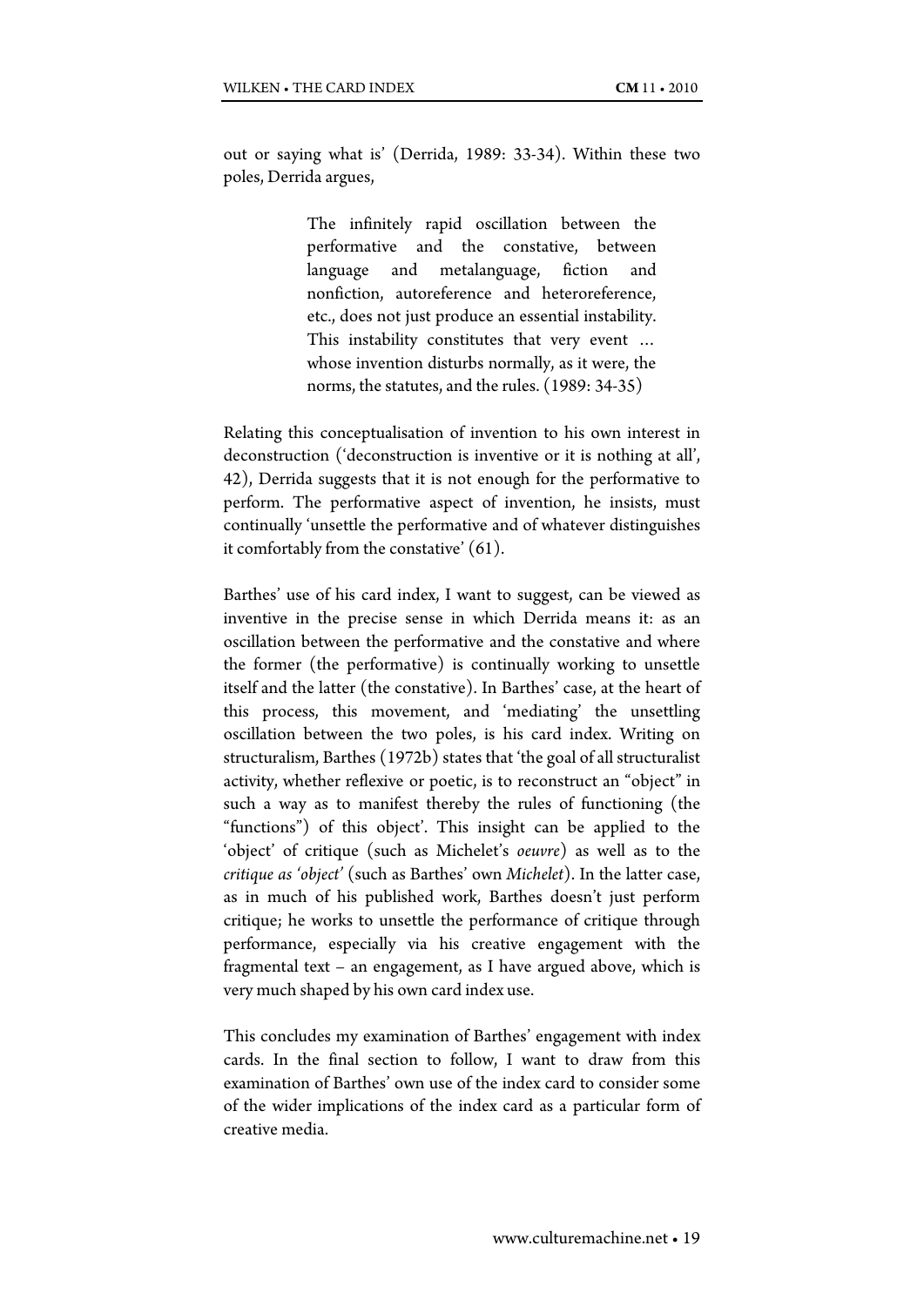out or saying what is' (Derrida, 1989: 33-34). Within these two poles, Derrida argues,

> The infinitely rapid oscillation between the performative and the constative, between language and metalanguage, fiction and nonfiction, autoreference and heteroreference, etc., does not just produce an essential instability. This instability constitutes that very event … whose invention disturbs normally, as it were, the norms, the statutes, and the rules. (1989: 34-35)

Relating this conceptualisation of invention to his own interest in deconstruction ('deconstruction is inventive or it is nothing at all', 42), Derrida suggests that it is not enough for the performative to perform. The performative aspect of invention, he insists, must continually 'unsettle the performative and of whatever distinguishes it comfortably from the constative' (61).

Barthes' use of his card index, I want to suggest, can be viewed as inventive in the precise sense in which Derrida means it: as an oscillation between the performative and the constative and where the former (the performative) is continually working to unsettle itself and the latter (the constative). In Barthes' case, at the heart of this process, this movement, and 'mediating' the unsettling oscillation between the two poles, is his card index. Writing on structuralism, Barthes (1972b) states that 'the goal of all structuralist activity, whether reflexive or poetic, is to reconstruct an "object" in such a way as to manifest thereby the rules of functioning (the "functions") of this object'. This insight can be applied to the 'object' of critique (such as Michelet's *oeuvre*) as well as to the *critique as 'object'* (such as Barthes' own *Michelet*). In the latter case, as in much of his published work, Barthes doesn't just perform critique; he works to unsettle the performance of critique through performance, especially via his creative engagement with the fragmental text – an engagement, as I have argued above, which is very much shaped by his own card index use.

This concludes my examination of Barthes' engagement with index cards. In the final section to follow, I want to draw from this examination of Barthes' own use of the index card to consider some of the wider implications of the index card as a particular form of creative media.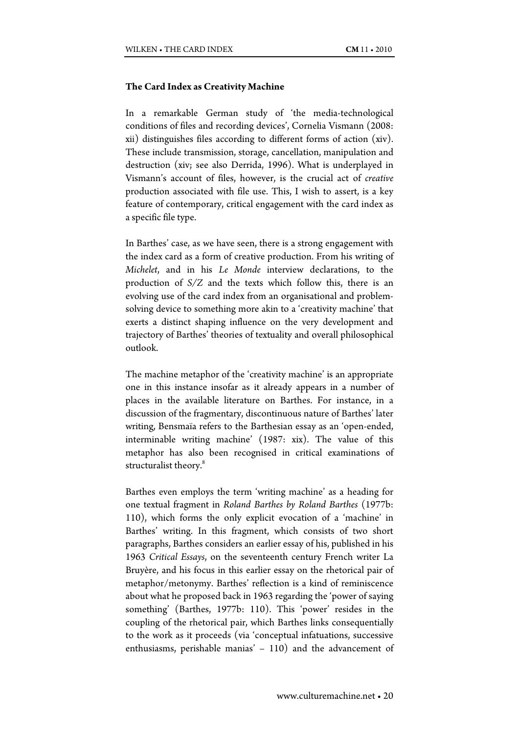### The Card Index as Creativity Machine

In a remarkable German study of 'the media-technological conditions of files and recording devices', Cornelia Vismann (2008: xii) distinguishes files according to different forms of action (xiv). These include transmission, storage, cancellation, manipulation and destruction (xiv; see also Derrida, 1996). What is underplayed in Vismann's account of files, however, is the crucial act of *creative* production associated with file use. This, I wish to assert, is a key feature of contemporary, critical engagement with the card index as a specific file type.

In Barthes' case, as we have seen, there is a strong engagement with the index card as a form of creative production. From his writing of *Michelet*, and in his *Le Monde* interview declarations, to the production of *S/Z* and the texts which follow this, there is an evolving use of the card index from an organisational and problem-solving device to something more akin to a 'creativity machine' that exerts a distinct shaping influence on the very development and trajectory of Barthes' theories of textuality and overall philosophical outlook.

The machine metaphor of the 'creativity machine' is an appropriate one in this instance insofar as it already appears in a number of places in the available literature on Barthes. For instance, in a discussion of the fragmentary, discontinuous nature of Barthes' later writing, Bensmaïa refers to the Barthesian essay as an 'open-ended, interminable writing machine' (1987: xix). The value of this metaphor has also been recognised in critical examinations of structuralist theory.[8]

Barthes even employs the term 'writing machine' as a heading for one textual fragment in *Roland Barthes by Roland Barthes* (1977b: 110), which forms the only explicit evocation of a 'machine' in Barthes' writing. In this fragment, which consists of two short paragraphs, Barthes considers an earlier essay of his, published in his 1963 *Critical Essays*, on the seventeenth century French writer La Bruyère, and his focus in this earlier essay on the rhetorical pair of metaphor/metonymy. Barthes' reflection is a kind of reminiscence about what he proposed back in 1963 regarding the 'power of saying something' (Barthes, 1977b: 110). This 'power' resides in the coupling of the rhetorical pair, which Barthes links consequentially to the work as it proceeds (via 'conceptual infatuations, successive enthusiasms, perishable manias' – 110) and the advancement of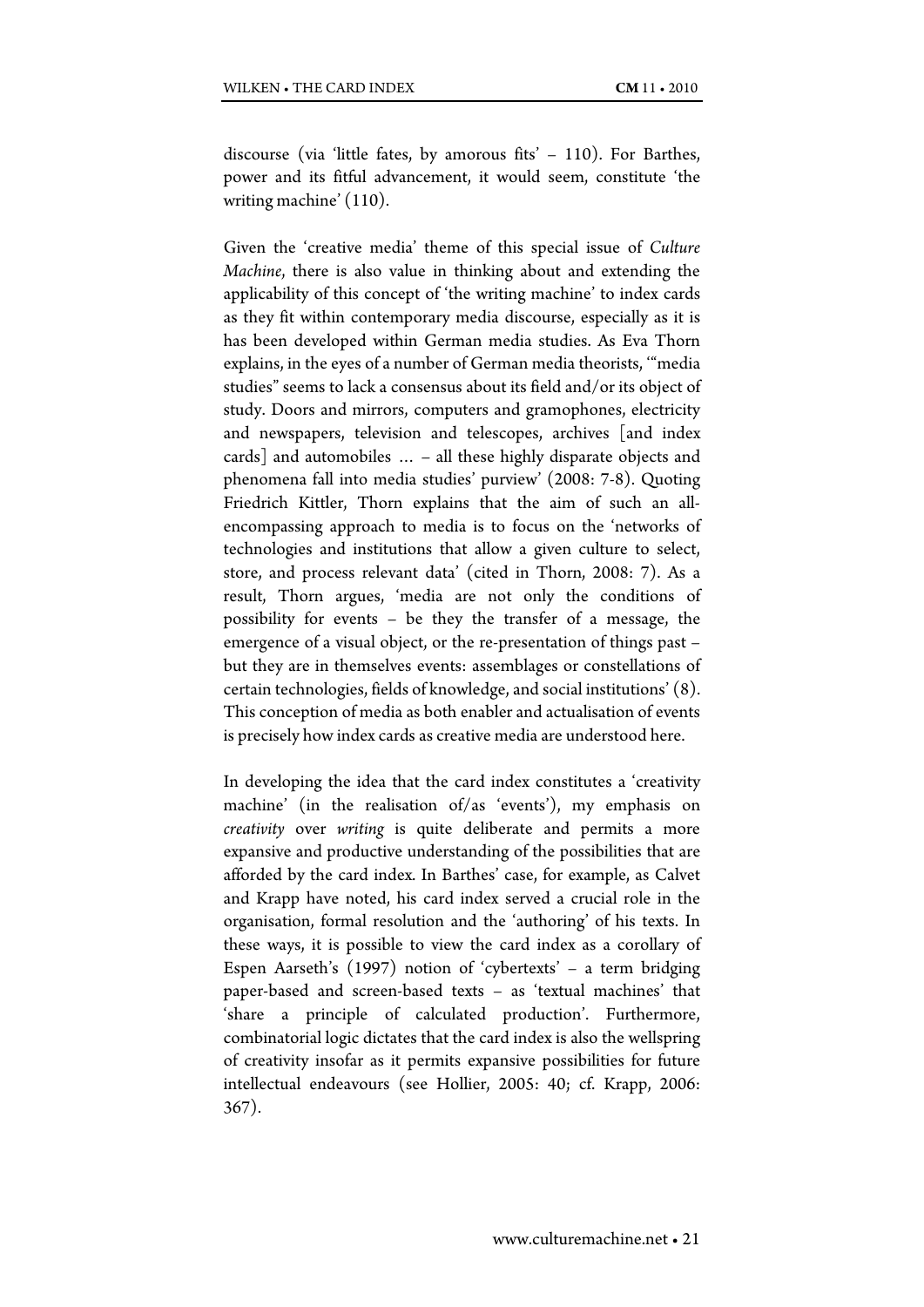discourse (via 'little fates, by amorous fits' – 110). For Barthes, power and its fitful advancement, it would seem, constitute 'the writing machine' (110).

Given the 'creative media' theme of this special issue of *Culture Machine*, there is also value in thinking about and extending the applicability of this concept of 'the writing machine' to index cards as they fit within contemporary media discourse, especially as it is has been developed within German media studies. As Eva Thorn explains, in the eyes of a number of German media theorists, '"media studies" seems to lack a consensus about its field and/or its object of study. Doors and mirrors, computers and gramophones, electricity and newspapers, television and telescopes, archives [and index cards] and automobiles … – all these highly disparate objects and phenomena fall into media studies' purview' (2008: 7-8). Quoting Friedrich Kittler, Thorn explains that the aim of such an all-encompassing approach to media is to focus on the 'networks of technologies and institutions that allow a given culture to select, store, and process relevant data' (cited in Thorn, 2008: 7). As a result, Thorn argues, 'media are not only the conditions of possibility for events – be they the transfer of a message, the emergence of a visual object, or the re-presentation of things past – but they are in themselves events: assemblages or constellations of certain technologies, fields of knowledge, and social institutions' (8). This conception of media as both enabler and actualisation of events is precisely how index cards as creative media are understood here.

In developing the idea that the card index constitutes a 'creativity machine' (in the realisation of/as 'events'), my emphasis on *creativity* over *writing* is quite deliberate and permits a more expansive and productive understanding of the possibilities that are afforded by the card index. In Barthes' case, for example, as Calvet and Krapp have noted, his card index served a crucial role in the organisation, formal resolution and the 'authoring' of his texts. In these ways, it is possible to view the card index as a corollary of Espen Aarseth's (1997) notion of 'cybertexts' – a term bridging paper-based and screen-based texts – as 'textual machines' that 'share a principle of calculated production'. Furthermore, combinatorial logic dictates that the card index is also the wellspring of creativity insofar as it permits expansive possibilities for future intellectual endeavours (see Hollier, 2005: 40; cf. Krapp, 2006: 367).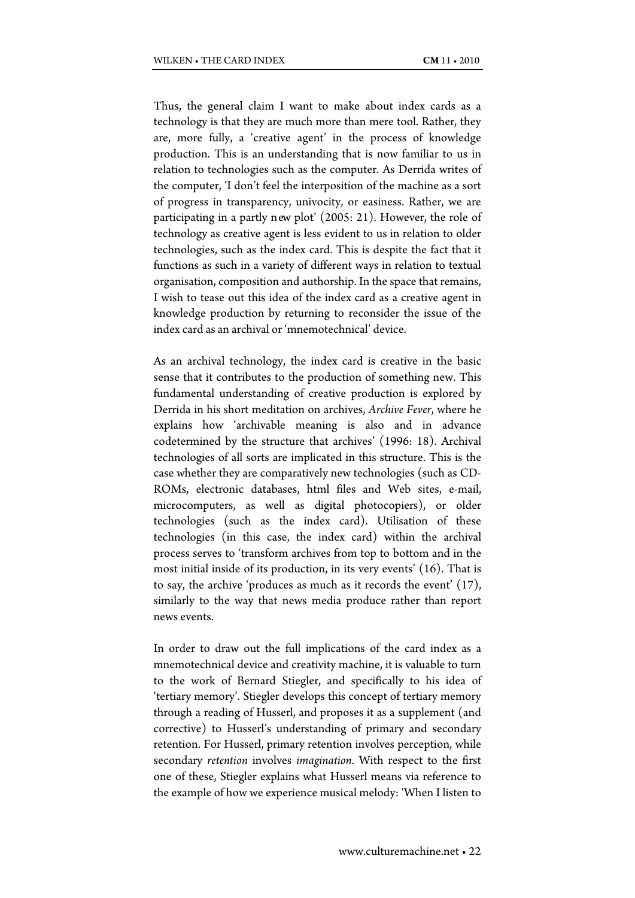Thus, the general claim I want to make about index cards as a technology is that they are much more than mere tool. Rather, they are, more fully, a 'creative agent' in the process of knowledge production. This is an understanding that is now familiar to us in relation to technologies such as the computer. As Derrida writes of the computer, 'I don't feel the interposition of the machine as a sort of progress in transparency, univocity, or easiness. Rather, we are participating in a partly new plot' (2005: 21). However, the role of technology as creative agent is less evident to us in relation to older technologies, such as the index card. This is despite the fact that it functions as such in a variety of different ways in relation to textual organisation, composition and authorship. In the space that remains, I wish to tease out this idea of the index card as a creative agent in knowledge production by returning to reconsider the issue of the index card as an archival or 'mnemotechnical' device.

As an archival technology, the index card is creative in the basic sense that it contributes to the production of something new. This fundamental understanding of creative production is explored by Derrida in his short meditation on archives, *Archive Fever*, where he explains how 'archivable meaning is also and in advance codetermined by the structure that archives' (1996: 18). Archival technologies of all sorts are implicated in this structure. This is the case whether they are comparatively new technologies (such as CD-ROMs, electronic databases, html files and Web sites, e-mail, microcomputers, as well as digital photocopiers), or older technologies (such as the index card). Utilisation of these technologies (in this case, the index card) within the archival process serves to 'transform archives from top to bottom and in the most initial inside of its production, in its very events' (16). That is to say, the archive 'produces as much as it records the event' (17), similarly to the way that news media produce rather than report news events.

In order to draw out the full implications of the card index as a mnemotechnical device and creativity machine, it is valuable to turn to the work of Bernard Stiegler, and specifically to his idea of 'tertiary memory'. Stiegler develops this concept of tertiary memory through a reading of Husserl, and proposes it as a supplement (and corrective) to Husserl's understanding of primary and secondary retention. For Husserl, primary retention involves perception, while secondary *retention* involves *imagination*. With respect to the first one of these, Stiegler explains what Husserl means via reference to the example of how we experience musical melody: 'When I listen to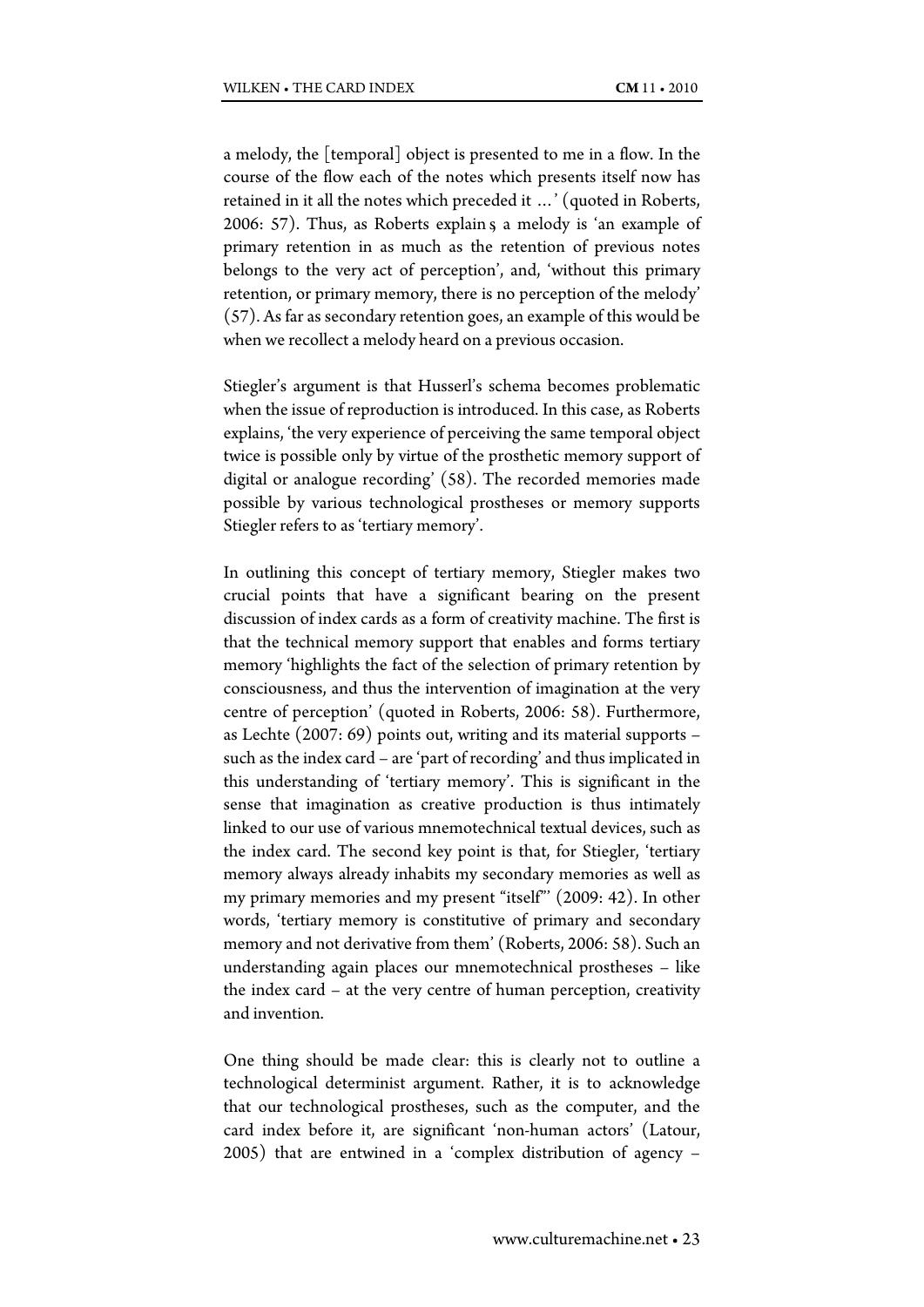a melody, the [temporal] object is presented to me in a flow. In the course of the flow each of the notes which presents itself now has retained in it all the notes which preceded it …' (quoted in Roberts, 2006: 57). Thus, as Roberts explains, a melody is 'an example of primary retention in as much as the retention of previous notes belongs to the very act of perception', and, 'without this primary retention, or primary memory, there is no perception of the melody' (57). As far as secondary retention goes, an example of this would be when we recollect a melody heard on a previous occasion.

Stiegler's argument is that Husserl's schema becomes problematic when the issue of reproduction is introduced. In this case, as Roberts explains, 'the very experience of perceiving the same temporal object twice is possible only by virtue of the prosthetic memory support of digital or analogue recording' (58). The recorded memories made possible by various technological prostheses or memory supports Stiegler refers to as 'tertiary memory'.

In outlining this concept of tertiary memory, Stiegler makes two crucial points that have a significant bearing on the present discussion of index cards as a form of creativity machine. The first is that the technical memory support that enables and forms tertiary memory 'highlights the fact of the selection of primary retention by consciousness, and thus the intervention of imagination at the very centre of perception' (quoted in Roberts, 2006: 58). Furthermore, as Lechte (2007: 69) points out, writing and its material supports – such as the index card – are 'part of recording' and thus implicated in this understanding of 'tertiary memory'. This is significant in the sense that imagination as creative production is thus intimately linked to our use of various mnemotechnical textual devices, such as the index card. The second key point is that, for Stiegler, 'tertiary memory always already inhabits my secondary memories as well as my primary memories and my present "itself"' (2009: 42). In other words, 'tertiary memory is constitutive of primary and secondary memory and not derivative from them' (Roberts, 2006: 58). Such an understanding again places our mnemotechnical prostheses – like the index card – at the very centre of human perception, creativity and invention.

One thing should be made clear: this is clearly not to outline a technological determinist argument. Rather, it is to acknowledge that our technological prostheses, such as the computer, and the card index before it, are significant 'non-human actors' (Latour, 2005) that are entwined in a 'complex distribution of agency –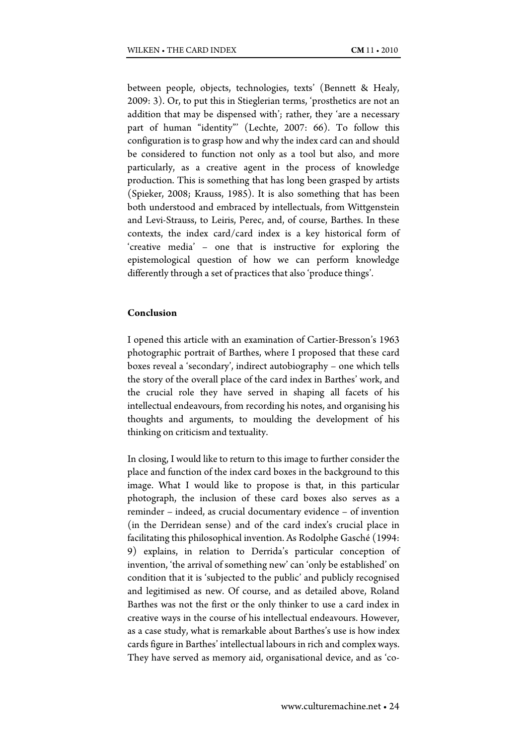between people, objects, technologies, texts' (Bennett & Healy, 2009: 3). Or, to put this in Stieglerian terms, 'prosthetics are not an addition that may be dispensed with'; rather, they 'are a necessary part of human "identity"' (Lechte, 2007: 66). To follow this configuration is to grasp how and why the index card can and should be considered to function not only as a tool but also, and more particularly, as a creative agent in the process of knowledge production. This is something that has long been grasped by artists (Spieker, 2008; Krauss, 1985). It is also something that has been both understood and embraced by intellectuals, from Wittgenstein and Levi-Strauss, to Leiris, Perec, and, of course, Barthes. In these contexts, the index card/card index is a key historical form of 'creative media' – one that is instructive for exploring the epistemological question of how we can perform knowledge differently through a set of practices that also 'produce things'.

**Conclusion**

I opened this article with an examination of Cartier-Bresson's 1963 photographic portrait of Barthes, where I proposed that these card boxes reveal a 'secondary', indirect autobiography – one which tells the story of the overall place of the card index in Barthes' work, and the crucial role they have served in shaping all facets of his intellectual endeavours, from recording his notes, and organising his thoughts and arguments, to moulding the development of his thinking on criticism and textuality.

In closing, I would like to return to this image to further consider the place and function of the index card boxes in the background to this image. What I would like to propose is that, in this particular photograph, the inclusion of these card boxes also serves as a reminder – indeed, as crucial documentary evidence – of invention (in the Derridean sense) and of the card index's crucial place in facilitating this philosophical invention. As Rodolphe Gasché (1994: 9) explains, in relation to Derrida's particular conception of invention, 'the arrival of something new' can 'only be established' on condition that it is 'subjected to the public' and publicly recognised and legitimised as new. Of course, and as detailed above, Roland Barthes was not the first or the only thinker to use a card index in creative ways in the course of his intellectual endeavours. However, as a case study, what is remarkable about Barthes's use is how index cards figure in Barthes' intellectual labours in rich and complex ways. They have served as memory aid, organisational device, and as 'co-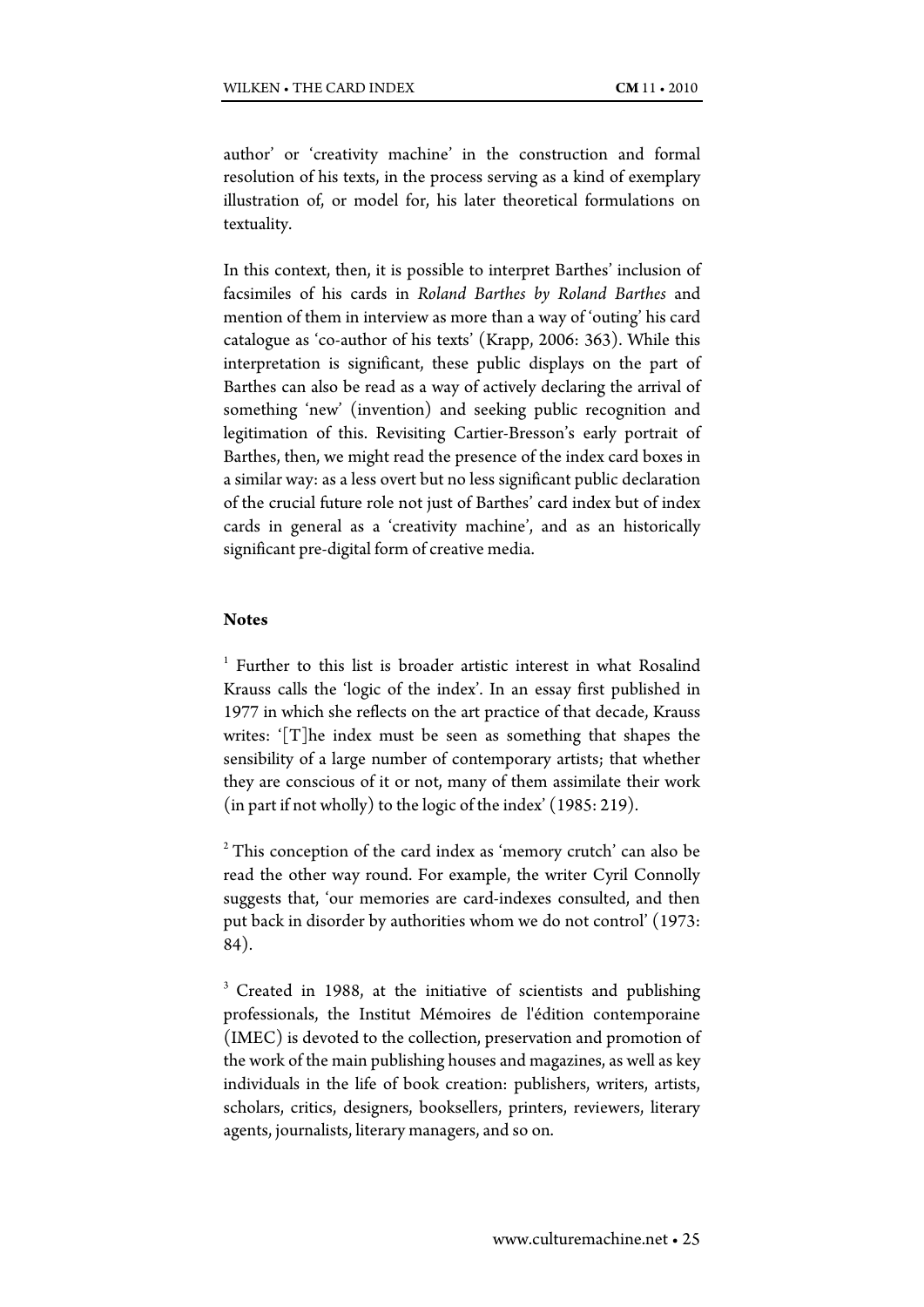author' or 'creativity machine' in the construction and formal resolution of his texts, in the process serving as a kind of exemplary illustration of, or model for, his later theoretical formulations on textuality.

In this context, then, it is possible to interpret Barthes' inclusion of facsimiles of his cards in *Roland Barthes by Roland Barthes* and mention of them in interview as more than a way of 'outing' his card catalogue as 'co-author of his texts' (Krapp, 2006: 363). While this interpretation is significant, these public displays on the part of Barthes can also be read as a way of actively declaring the arrival of something 'new' (invention) and seeking public recognition and legitimation of this. Revisiting Cartier-Bresson's early portrait of Barthes, then, we might read the presence of the index card boxes in a similar way: as a less overt but no less significant public declaration of the crucial future role not just of Barthes' card index but of index cards in general as a 'creativity machine', and as an historically significant pre-digital form of creative media.

**Notes**

[1] Further to this list is broader artistic interest in what Rosalind Krauss calls the 'logic of the index'. In an essay first published in 1977 in which she reflects on the art practice of that decade, Krauss writes: '[T]he index must be seen as something that shapes the sensibility of a large number of contemporary artists; that whether they are conscious of it or not, many of them assimilate their work (in part if not wholly) to the logic of the index' (1985: 219).

[2] This conception of the card index as 'memory crutch' can also be read the other way round. For example, the writer Cyril Connolly suggests that, 'our memories are card-indexes consulted, and then put back in disorder by authorities whom we do not control' (1973: 84).

[3] Created in 1988, at the initiative of scientists and publishing professionals, the Institut Mémoires de l'édition contemporaine (IMEC) is devoted to the collection, preservation and promotion of the work of the main publishing houses and magazines, as well as key individuals in the life of book creation: publishers, writers, artists, scholars, critics, designers, booksellers, printers, reviewers, literary agents, journalists, literary managers, and so on.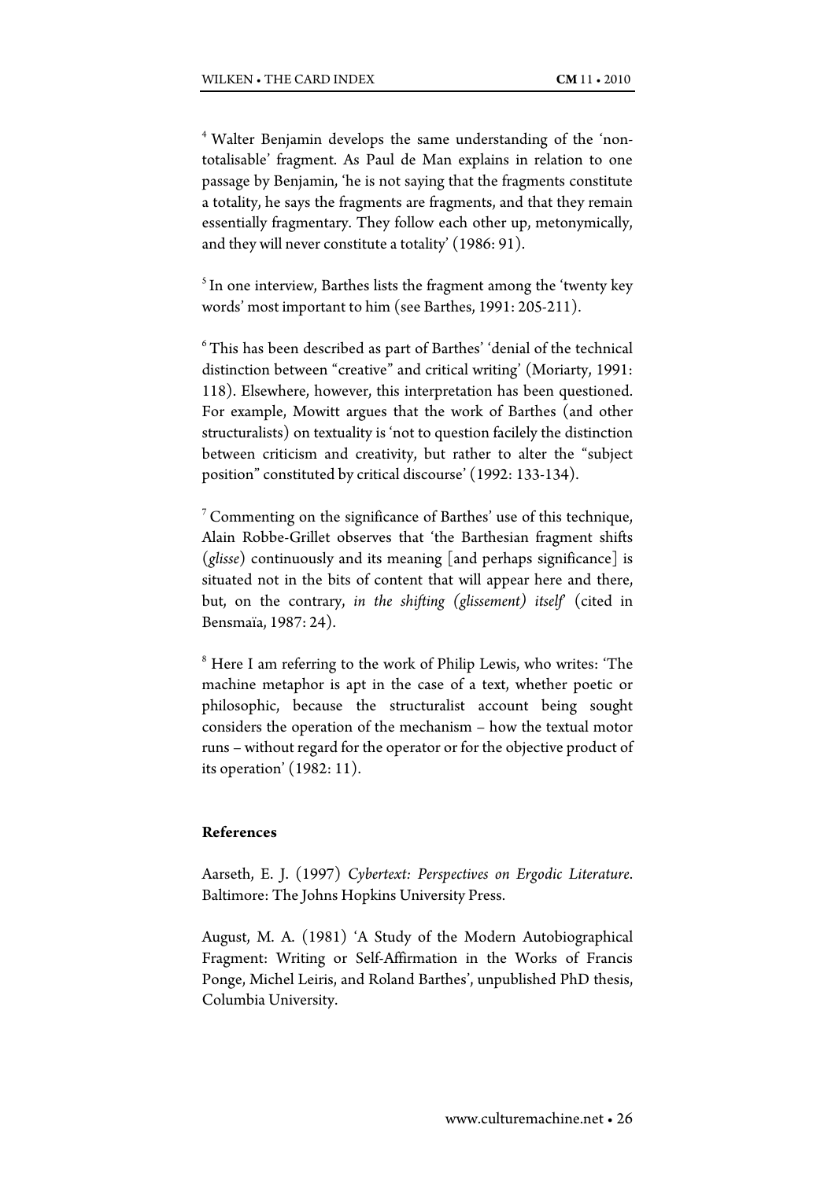[4] Walter Benjamin develops the same understanding of the 'non-totalisable' fragment. As Paul de Man explains in relation to one passage by Benjamin, 'he is not saying that the fragments constitute a totality, he says the fragments are fragments, and that they remain essentially fragmentary. They follow each other up, metonymically, and they will never constitute a totality' (1986: 91).

[5] In one interview, Barthes lists the fragment among the 'twenty key words' most important to him (see Barthes, 1991: 205-211).

[6] This has been described as part of Barthes' 'denial of the technical distinction between "creative" and critical writing' (Moriarty, 1991: 118). Elsewhere, however, this interpretation has been questioned. For example, Mowitt argues that the work of Barthes (and other structuralists) on textuality is 'not to question facilely the distinction between criticism and creativity, but rather to alter the "subject position" constituted by critical discourse' (1992: 133-134).

[7] Commenting on the significance of Barthes' use of this technique, Alain Robbe-Grillet observes that 'the Barthesian fragment shifts (*glisse*) continuously and its meaning [and perhaps significance] is situated not in the bits of content that will appear here and there, but, on the contrary, *in the shifting (glissement) itself*' (cited in Bensmaïa, 1987: 24).

[8] Here I am referring to the work of Philip Lewis, who writes: 'The machine metaphor is apt in the case of a text, whether poetic or philosophic, because the structuralist account being sought considers the operation of the mechanism – how the textual motor runs – without regard for the operator or for the objective product of its operation' (1982: 11).

## References

Aarseth, E. J. (1997) *Cybertext: Perspectives on Ergodic Literature*. Baltimore: The Johns Hopkins University Press.

August, M. A. (1981) 'A Study of the Modern Autobiographical Fragment: Writing or Self-Affirmation in the Works of Francis Ponge, Michel Leiris, and Roland Barthes', unpublished PhD thesis, Columbia University.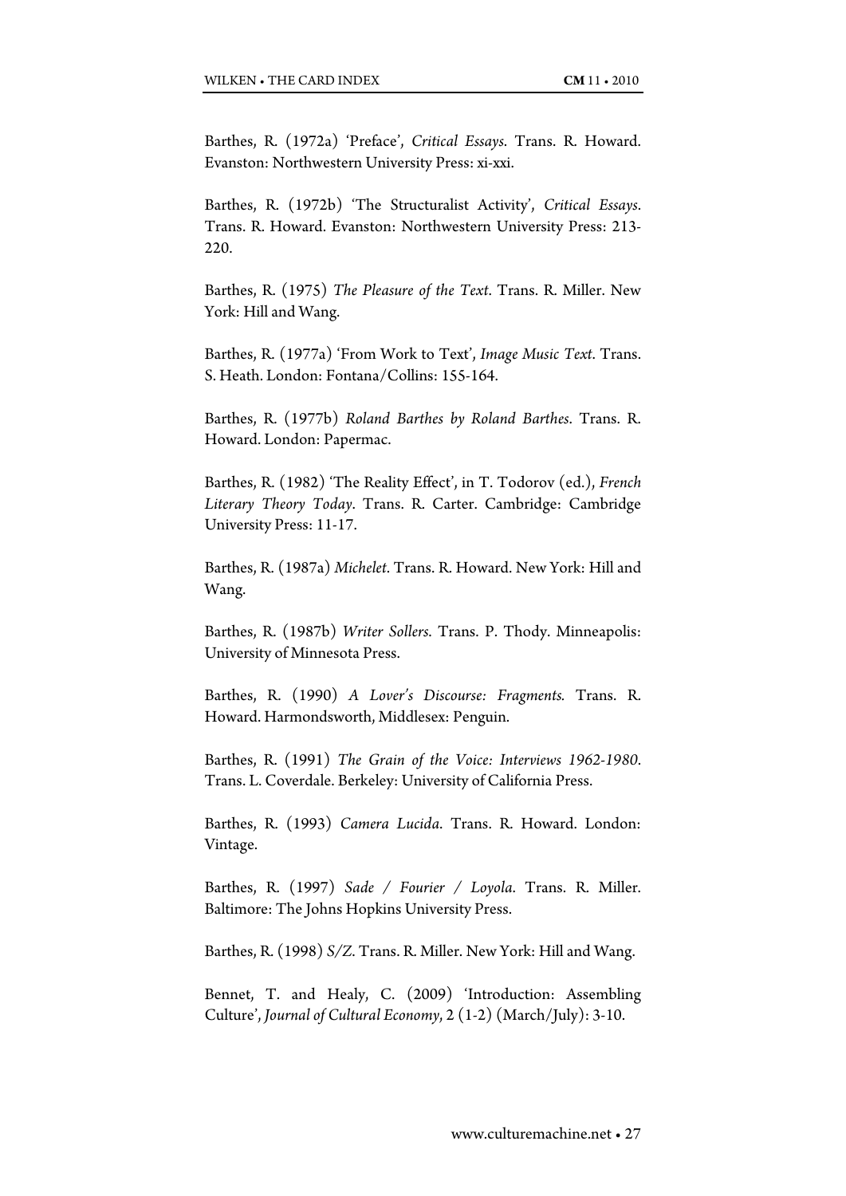Barthes, R. (1972a) 'Preface', *Critical Essays*. Trans. R. Howard. Evanston: Northwestern University Press: xi-xxi.

Barthes, R. (1972b) 'The Structuralist Activity', *Critical Essays*. Trans. R. Howard. Evanston: Northwestern University Press: 213-220.

Barthes, R. (1975) *The Pleasure of the Text*. Trans. R. Miller. New York: Hill and Wang.

Barthes, R. (1977a) 'From Work to Text', *Image Music Text*. Trans. S. Heath. London: Fontana/Collins: 155-164.

Barthes, R. (1977b) *Roland Barthes by Roland Barthes*. Trans. R. Howard. London: Papermac.

Barthes, R. (1982) 'The Reality Effect', in T. Todorov (ed.), *French Literary Theory Today*. Trans. R. Carter. Cambridge: Cambridge University Press: 11-17.

Barthes, R. (1987a) *Michelet*. Trans. R. Howard. New York: Hill and Wang.

Barthes, R. (1987b) *Writer Sollers*. Trans. P. Thody. Minneapolis: University of Minnesota Press.

Barthes, R. (1990) *A Lover's Discourse: Fragments.* Trans. R. Howard. Harmondsworth, Middlesex: Penguin.

Barthes, R. (1991) *The Grain of the Voice: Interviews 1962-1980*. Trans. L. Coverdale. Berkeley: University of California Press.

Barthes, R. (1993) *Camera Lucida*. Trans. R. Howard. London: Vintage.

Barthes, R. (1997) *Sade / Fourier / Loyola*. Trans. R. Miller. Baltimore: The Johns Hopkins University Press.

Barthes, R. (1998) *S/Z*. Trans. R. Miller. New York: Hill and Wang.

Bennet, T. and Healy, C. (2009) 'Introduction: Assembling Culture', *Journal of Cultural Economy*, 2 (1-2) (March/July): 3-10.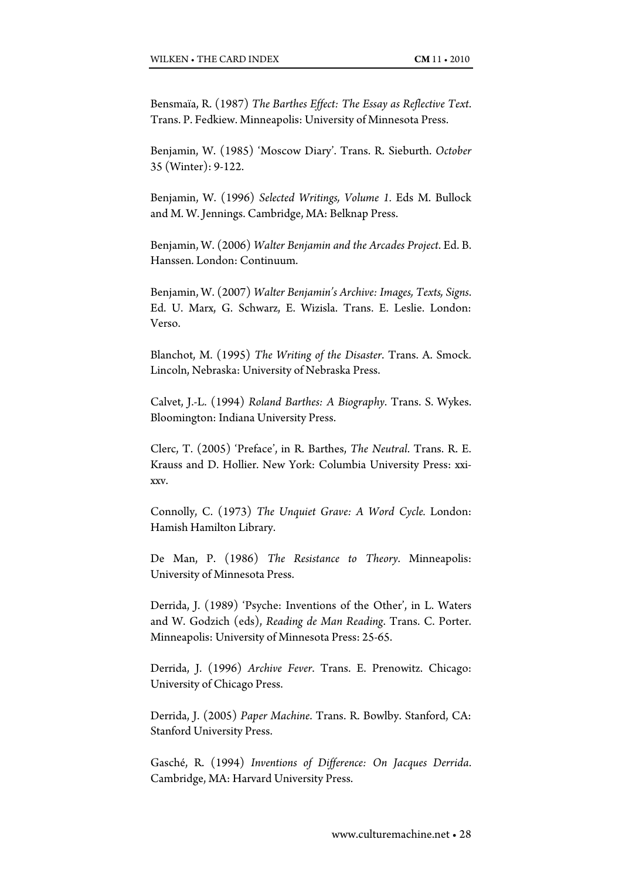Bensmaïa, R. (1987) *The Barthes Effect: The Essay as Reflective Text*. Trans. P. Fedkiew. Minneapolis: University of Minnesota Press.

Benjamin, W. (1985) 'Moscow Diary'. Trans. R. Sieburth. *October* 35 (Winter): 9-122.

Benjamin, W. (1996) *Selected Writings, Volume 1*. Eds M. Bullock and M. W. Jennings. Cambridge, MA: Belknap Press.

Benjamin, W. (2006) *Walter Benjamin and the Arcades Project*. Ed. B. Hanssen. London: Continuum.

Benjamin, W. (2007) *Walter Benjamin's Archive: Images, Texts, Signs*. Ed. U. Marx, G. Schwarz, E. Wizisla. Trans. E. Leslie. London: Verso.

Blanchot, M. (1995) *The Writing of the Disaster*. Trans. A. Smock. Lincoln, Nebraska: University of Nebraska Press.

Calvet, J.-L. (1994) *Roland Barthes: A Biography*. Trans. S. Wykes. Bloomington: Indiana University Press.

Clerc, T. (2005) 'Preface', in R. Barthes, *The Neutral*. Trans. R. E. Krauss and D. Hollier. New York: Columbia University Press: xxi-xxv.

Connolly, C. (1973) *The Unquiet Grave: A Word Cycle.* London: Hamish Hamilton Library.

De Man, P. (1986) *The Resistance to Theory*. Minneapolis: University of Minnesota Press.

Derrida, J. (1989) 'Psyche: Inventions of the Other', in L. Waters and W. Godzich (eds), *Reading de Man Reading*. Trans. C. Porter. Minneapolis: University of Minnesota Press: 25-65.

Derrida, J. (1996) *Archive Fever*. Trans. E. Prenowitz. Chicago: University of Chicago Press.

Derrida, J. (2005) *Paper Machine*. Trans. R. Bowlby. Stanford, CA: Stanford University Press.

Gasché, R. (1994) *Inventions of Difference: On Jacques Derrida*. Cambridge, MA: Harvard University Press.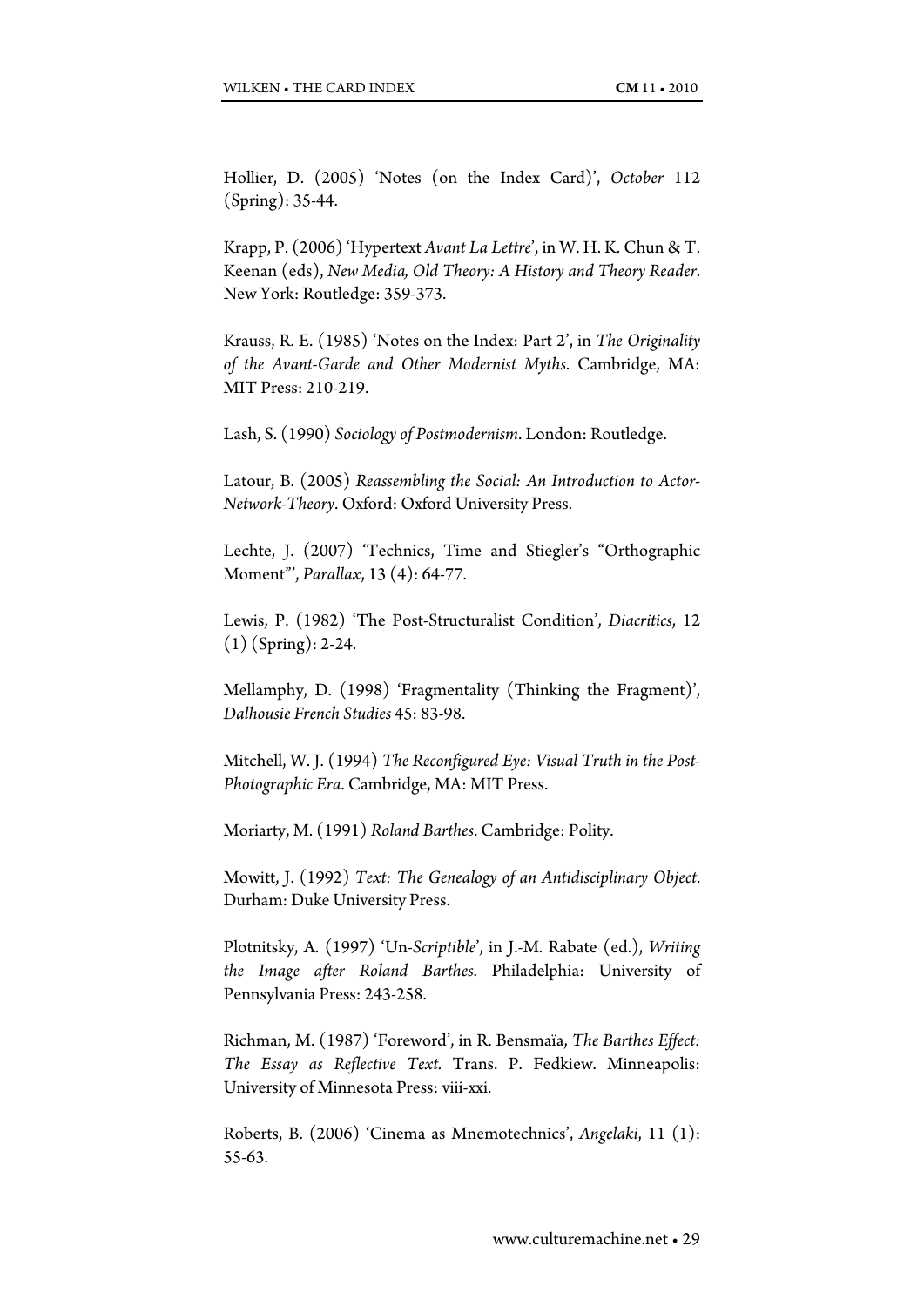Hollier, D. (2005) 'Notes (on the Index Card)', *October* 112 (Spring): 35-44.

Krapp, P. (2006) 'Hypertext *Avant La Lettre*', in W. H. K. Chun & T. Keenan (eds), *New Media, Old Theory: A History and Theory Reader*. New York: Routledge: 359-373.

Krauss, R. E. (1985) 'Notes on the Index: Part 2', in *The Originality of the Avant-Garde and Other Modernist Myths*. Cambridge, MA: MIT Press: 210-219.

Lash, S. (1990) *Sociology of Postmodernism*. London: Routledge.

Latour, B. (2005) *Reassembling the Social: An Introduction to Actor-Network-Theory*. Oxford: Oxford University Press.

Lechte, J. (2007) 'Technics, Time and Stiegler's "Orthographic Moment"', *Parallax*, 13 (4): 64-77.

Lewis, P. (1982) 'The Post-Structuralist Condition', *Diacritics*, 12 (1) (Spring): 2-24.

Mellamphy, D. (1998) 'Fragmentality (Thinking the Fragment)', *Dalhousie French Studies* 45: 83-98.

Mitchell, W. J. (1994) *The Reconfigured Eye: Visual Truth in the Post-Photographic Era*. Cambridge, MA: MIT Press.

Moriarty, M. (1991) *Roland Barthes*. Cambridge: Polity.

Mowitt, J. (1992) *Text: The Genealogy of an Antidisciplinary Object*. Durham: Duke University Press.

Plotnitsky, A. (1997) 'Un-*Scriptible*', in J.-M. Rabate (ed.), *Writing the Image after Roland Barthes*. Philadelphia: University of Pennsylvania Press: 243-258.

Richman, M. (1987) 'Foreword', in R. Bensmaïa, *The Barthes Effect: The Essay as Reflective Text*. Trans. P. Fedkiew. Minneapolis: University of Minnesota Press: viii-xxi.

Roberts, B. (2006) 'Cinema as Mnemotechnics', *Angelaki*, 11 (1): 55-63.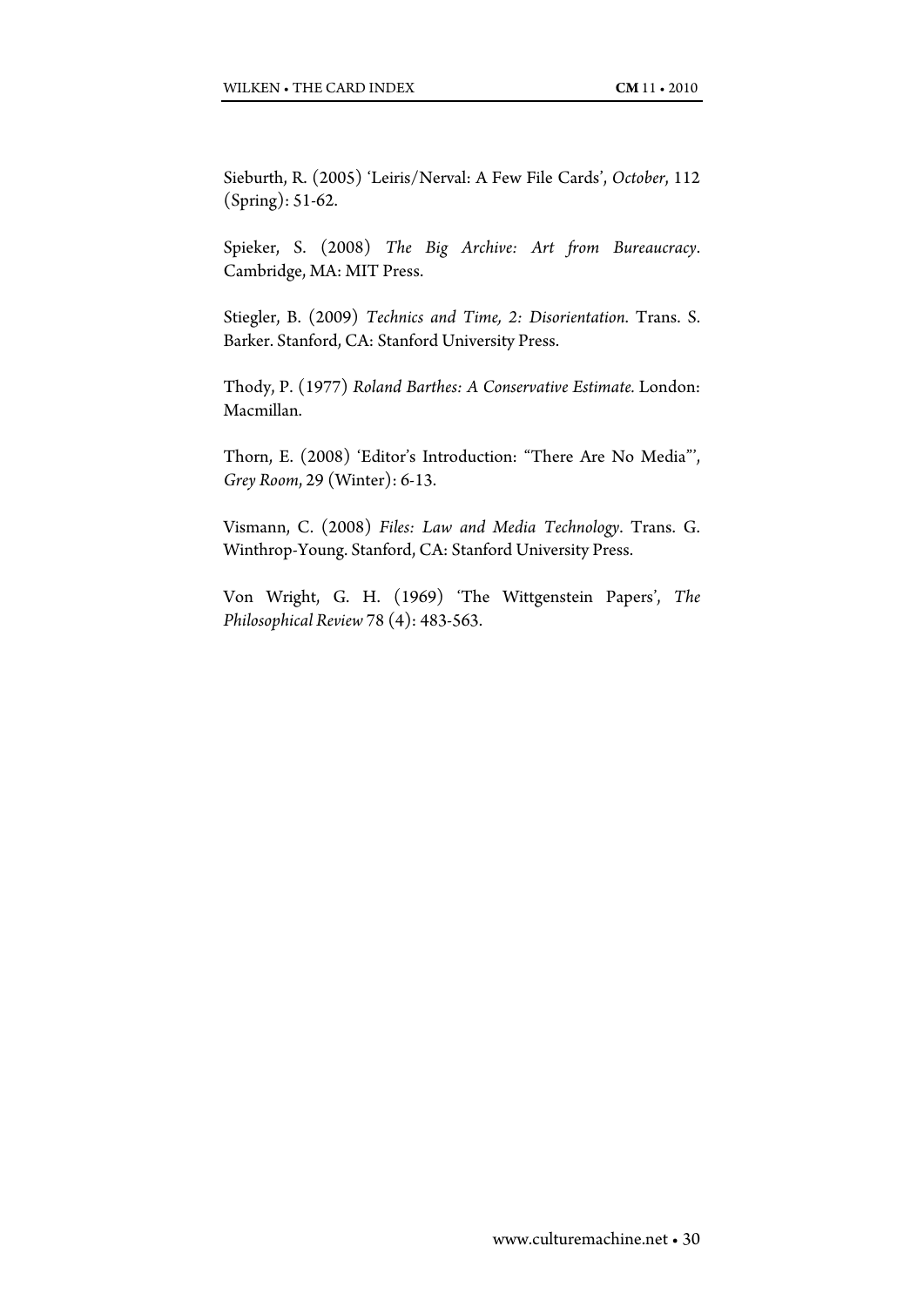Sieburth, R. (2005) 'Leiris/Nerval: A Few File Cards', *October*, 112 (Spring): 51-62.

Spieker, S. (2008) *The Big Archive: Art from Bureaucracy*. Cambridge, MA: MIT Press.

Stiegler, B. (2009) *Technics and Time, 2: Disorientation*. Trans. S. Barker. Stanford, CA: Stanford University Press.

Thody, P. (1977) *Roland Barthes: A Conservative Estimate.* London: Macmillan.

Thorn, E. (2008) 'Editor's Introduction: "There Are No Media"', *Grey Room*, 29 (Winter): 6-13.

Vismann, C. (2008) *Files: Law and Media Technology*. Trans. G. Winthrop-Young. Stanford, CA: Stanford University Press.

Von Wright, G. H. (1969) 'The Wittgenstein Papers', *The Philosophical Review* 78 (4): 483-563.